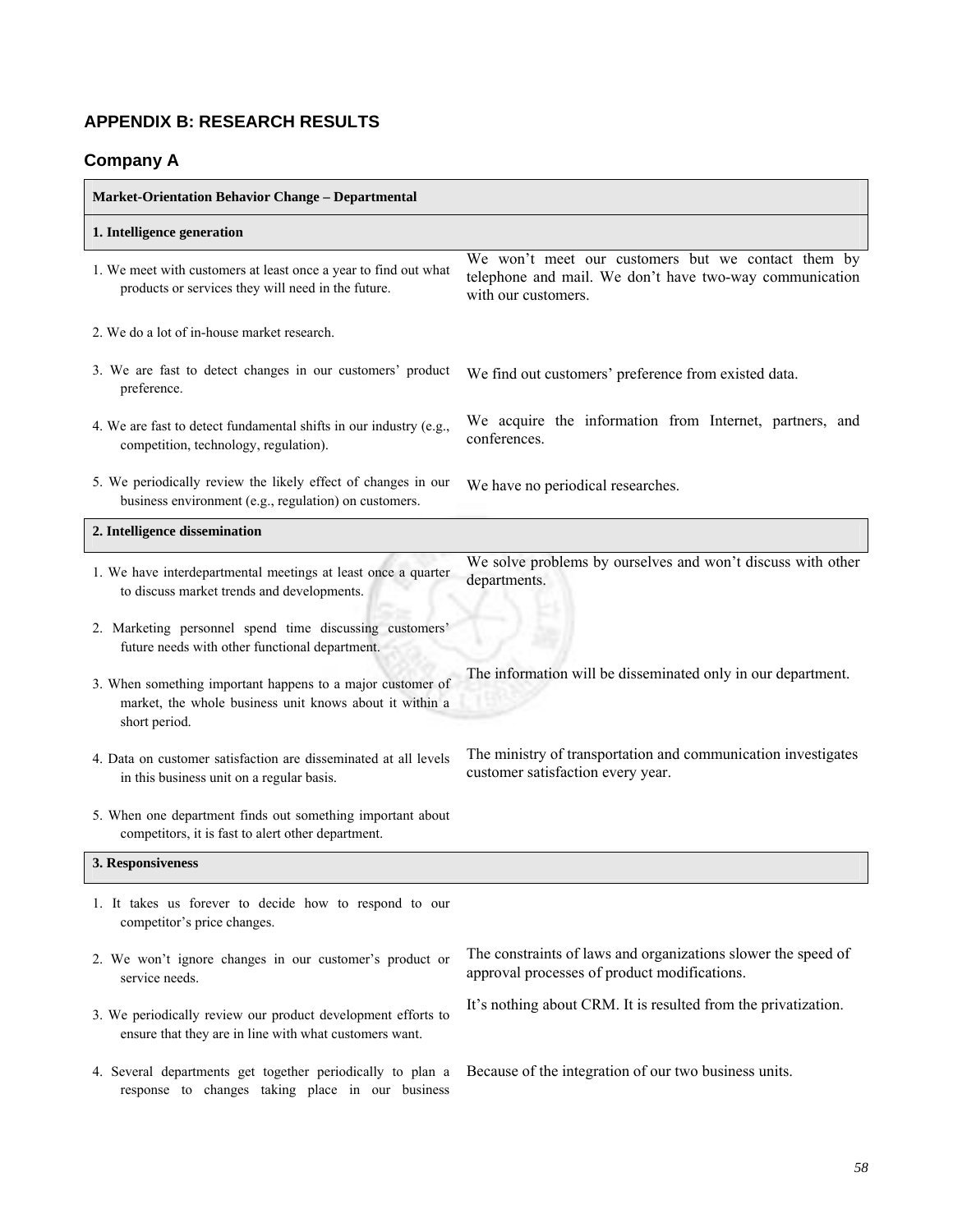## APPENDIX B: RESEARCH RESULTS

### Company A

| Market-Orientation Behavior Change – Departmental | |
|---|---|
| **1. Intelligence generation** | |
| 1. We meet with customers at least once a year to find out what products or services they will need in the future. | We won't meet our customers but we contact them by telephone and mail. We don't have two-way communication with our customers. |
| 2. We do a lot of in-house market research. | |
| 3. We are fast to detect changes in our customers' product preference. | We find out customers' preference from existed data. |
| 4. We are fast to detect fundamental shifts in our industry (e.g., competition, technology, regulation). | We acquire the information from Internet, partners, and conferences. |
| 5. We periodically review the likely effect of changes in our business environment (e.g., regulation) on customers. | We have no periodical researches. |
| **2. Intelligence dissemination** | |
| 1. We have interdepartmental meetings at least once a quarter to discuss market trends and developments. | We solve problems by ourselves and won't discuss with other departments. |
| 2. Marketing personnel spend time discussing customers' future needs with other functional department. | |
| 3. When something important happens to a major customer of market, the whole business unit knows about it within a short period. | The information will be disseminated only in our department. |
| 4. Data on customer satisfaction are disseminated at all levels in this business unit on a regular basis. | The ministry of transportation and communication investigates customer satisfaction every year. |
| 5. When one department finds out something important about competitors, it is fast to alert other department. | |
| **3. Responsiveness** | |
| 1. It takes us forever to decide how to respond to our competitor's price changes. | |
| 2. We won't ignore changes in our customer's product or service needs. | The constraints of laws and organizations slower the speed of approval processes of product modifications. |
| 3. We periodically review our product development efforts to ensure that they are in line with what customers want. | It's nothing about CRM. It is resulted from the privatization. |
| 4. Several departments get together periodically to plan a response to changes taking place in our business | Because of the integration of our two business units. |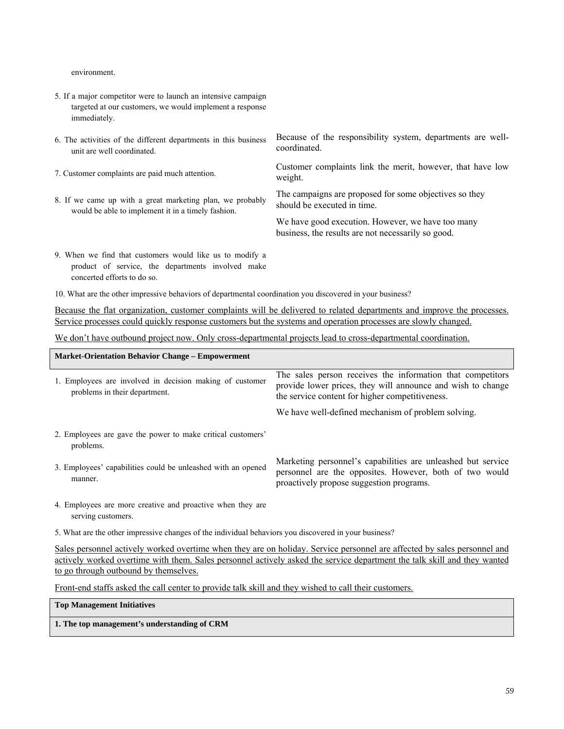| | |
|---|---|
| environment. | |
| 5. If a major competitor were to launch an intensive campaign targeted at our customers, we would implement a response immediately. | |
| 6. The activities of the different departments in this business unit are well coordinated. | Because of the responsibility system, departments are well-coordinated. |
| 7. Customer complaints are paid much attention. | Customer complaints link the merit, however, that have low weight. |
| 8. If we came up with a great marketing plan, we probably would be able to implement it in a timely fashion. | The campaigns are proposed for some objectives so they should be executed in time.<br><br>We have good execution. However, we have too many business, the results are not necessarily so good. |
| 9. When we find that customers would like us to modify a product of service, the departments involved make concerted efforts to do so. | |

10. What are the other impressive behaviors of departmental coordination you discovered in your business?

<u>Because the flat organization, customer complaints will be delivered to related departments and improve the processes. Service processes could quickly response customers but the systems and operation processes are slowly changed.</u>

<u>We don't have outbound project now. Only cross-departmental projects lead to cross-departmental coordination.</u>

| **Market-Orientation Behavior Change – Empowerment** | |
|---|---|
| 1. Employees are involved in decision making of customer problems in their department. | The sales person receives the information that competitors provide lower prices, they will announce and wish to change the service content for higher competitiveness.<br><br>We have well-defined mechanism of problem solving. |
| 2. Employees are gave the power to make critical customers' problems. | |
| 3. Employees' capabilities could be unleashed with an opened manner. | Marketing personnel's capabilities are unleashed but service personnel are the opposites. However, both of two would proactively propose suggestion programs. |
| 4. Employees are more creative and proactive when they are serving customers. | |

5. What are the other impressive changes of the individual behaviors you discovered in your business?

<u>Sales personnel actively worked overtime when they are on holiday. Service personnel are affected by sales personnel and actively worked overtime with them. Sales personnel actively asked the service department the talk skill and they wanted to go through outbound by themselves.</u>

<u>Front-end staffs asked the call center to provide talk skill and they wished to call their customers.</u>

| **Top Management Initiatives** |
|---|
| **1. The top management's understanding of CRM** |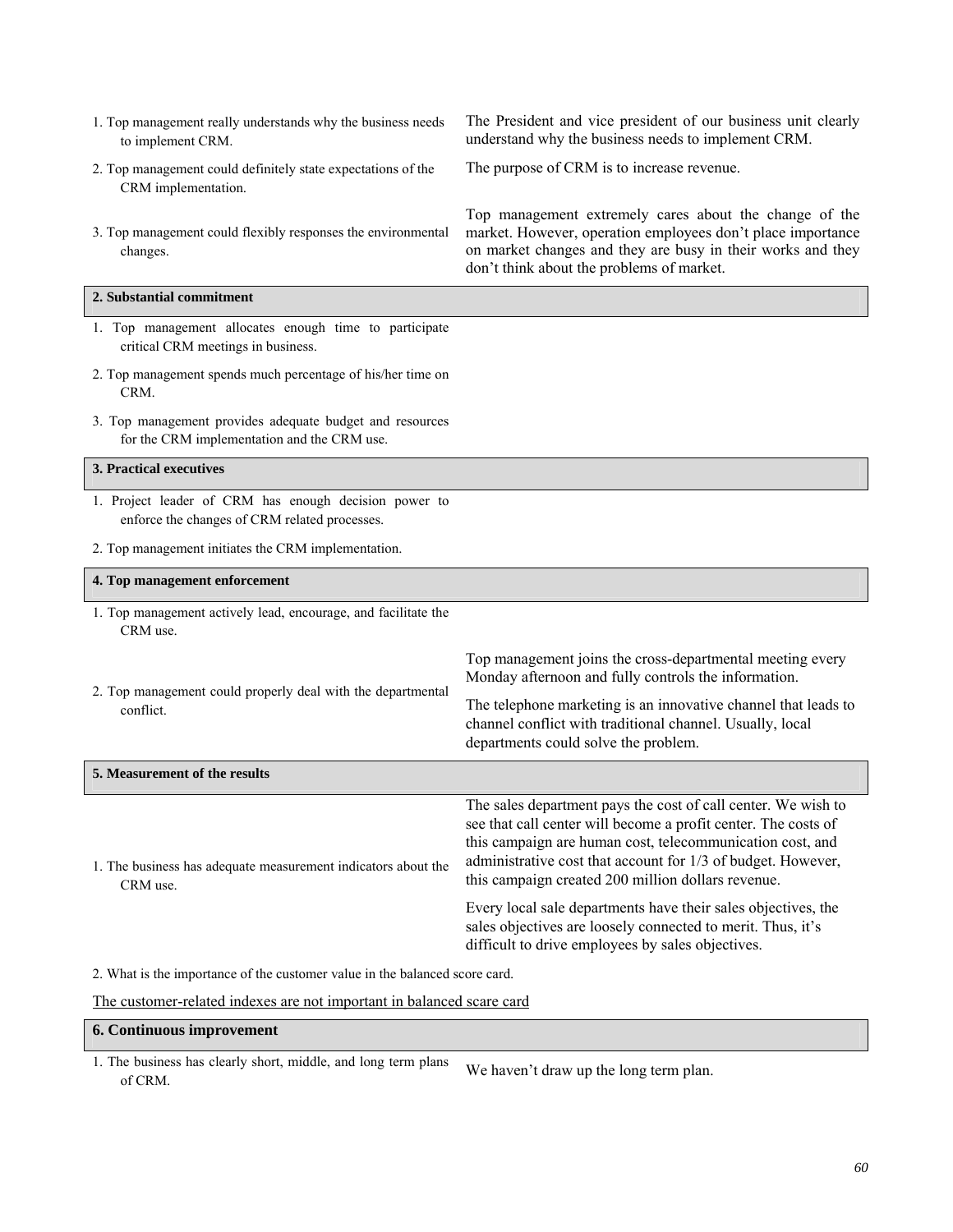| | |
|---|---|
| 1. Top management really understands why the business needs to implement CRM. | The President and vice president of our business unit clearly understand why the business needs to implement CRM. |
| 2. Top management could definitely state expectations of the CRM implementation. | The purpose of CRM is to increase revenue. |
| 3. Top management could flexibly responses the environmental changes. | Top management extremely cares about the change of the market. However, operation employees don't place importance on market changes and they are busy in their works and they don't think about the problems of market. |
| **2. Substantial commitment** | |
| 1. Top management allocates enough time to participate critical CRM meetings in business. | |
| 2. Top management spends much percentage of his/her time on CRM. | |
| 3. Top management provides adequate budget and resources for the CRM implementation and the CRM use. | |
| **3. Practical executives** | |
| 1. Project leader of CRM has enough decision power to enforce the changes of CRM related processes. | |
| 2. Top management initiates the CRM implementation. | |
| **4. Top management enforcement** | |
| 1. Top management actively lead, encourage, and facilitate the CRM use. | |
| 2. Top management could properly deal with the departmental conflict. | Top management joins the cross-departmental meeting every Monday afternoon and fully controls the information. <br> The telephone marketing is an innovative channel that leads to channel conflict with traditional channel. Usually, local departments could solve the problem. |
| **5. Measurement of the results** | |
| 1. The business has adequate measurement indicators about the CRM use. | The sales department pays the cost of call center. We wish to see that call center will become a profit center. The costs of this campaign are human cost, telecommunication cost, and administrative cost that account for 1/3 of budget. However, this campaign created 200 million dollars revenue. <br> Every local sale departments have their sales objectives, the sales objectives are loosely connected to merit. Thus, it's difficult to drive employees by sales objectives. |
| 2. What is the importance of the customer value in the balanced score card. | |
| The customer-related indexes are not important in balanced scare card | |
| **6. Continuous improvement** | |
| 1. The business has clearly short, middle, and long term plans of CRM. | We haven't draw up the long term plan. |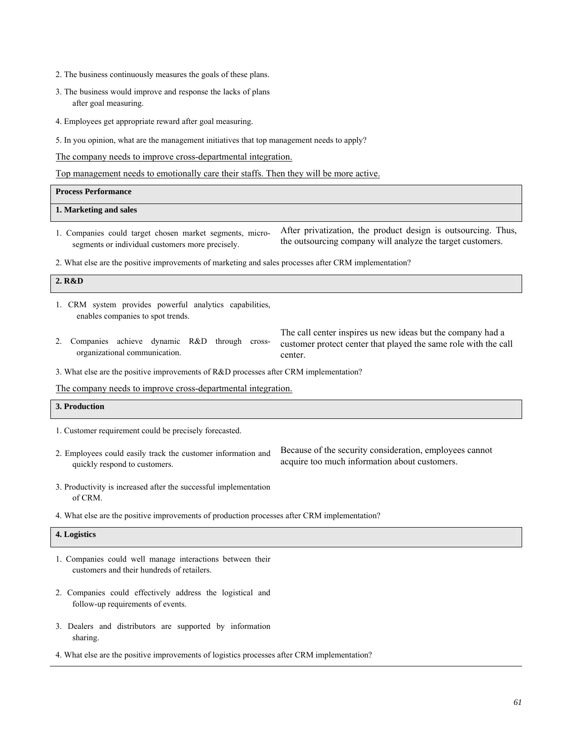2. The business continuously measures the goals of these plans.

3. The business would improve and response the lacks of plans after goal measuring.

4. Employees get appropriate reward after goal measuring.

5. In you opinion, what are the management initiatives that top management needs to apply?

<u>The company needs to improve cross-departmental integration.</u>

<u>Top management needs to emotionally care their staffs. Then they will be more active.</u>

| **Process Performance** |
|---|
| **1. Marketing and sales** |

| | |
|---|---|
| 1. Companies could target chosen market segments, micro-segments or individual customers more precisely. | After privatization, the product design is outsourcing. Thus, the outsourcing company will analyze the target customers. |

2. What else are the positive improvements of marketing and sales processes after CRM implementation?

| **2. R&D** |
|---|

| | |
|---|---|
| 1. CRM system provides powerful analytics capabilities, enables companies to spot trends. | |
| 2. Companies achieve dynamic R&D through cross-organizational communication. | The call center inspires us new ideas but the company had a customer protect center that played the same role with the call center. |

3. What else are the positive improvements of R&D processes after CRM implementation?

<u>The company needs to improve cross-departmental integration.</u>

| **3. Production** |
|---|

| | |
|---|---|
| 1. Customer requirement could be precisely forecasted. | |
| 2. Employees could easily track the customer information and quickly respond to customers. | Because of the security consideration, employees cannot acquire too much information about customers. |
| 3. Productivity is increased after the successful implementation of CRM. | |

4. What else are the positive improvements of production processes after CRM implementation?

| **4. Logistics** |
|---|

| | |
|---|---|
| 1. Companies could well manage interactions between their customers and their hundreds of retailers. | |
| 2. Companies could effectively address the logistical and follow-up requirements of events. | |
| 3. Dealers and distributors are supported by information sharing. | |

4. What else are the positive improvements of logistics processes after CRM implementation?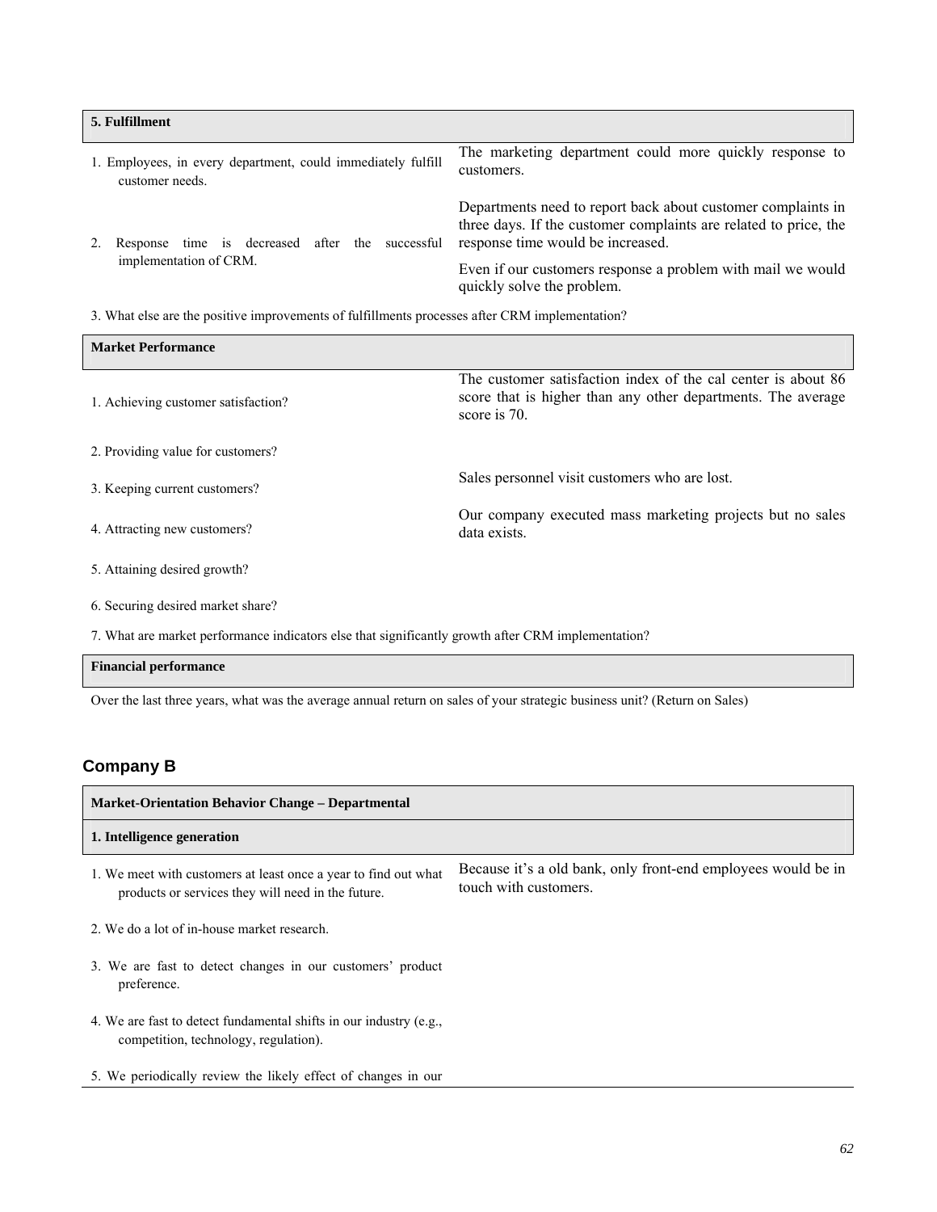| **5. Fulfillment** | |
|---|---|
| 1. Employees, in every department, could immediately fulfill customer needs. | The marketing department could more quickly response to customers. |
| 2. Response time is decreased after the successful implementation of CRM. | Departments need to report back about customer complaints in three days. If the customer complaints are related to price, the response time would be increased.<br><br>Even if our customers response a problem with mail we would quickly solve the problem. |
| 3. What else are the positive improvements of fulfillments processes after CRM implementation? | |

| **Market Performance** | |
|---|---|
| 1. Achieving customer satisfaction? | The customer satisfaction index of the cal center is about 86 score that is higher than any other departments. The average score is 70. |
| 2. Providing value for customers? | |
| 3. Keeping current customers? | Sales personnel visit customers who are lost. |
| 4. Attracting new customers? | Our company executed mass marketing projects but no sales data exists. |
| 5. Attaining desired growth? | |
| 6. Securing desired market share? | |
| 7. What are market performance indicators else that significantly growth after CRM implementation? | |

| **Financial performance** |
|---|
| Over the last three years, what was the average annual return on sales of your strategic business unit? (Return on Sales) |

## Company B

| **Market-Orientation Behavior Change – Departmental** | |
|---|---|
| **1. Intelligence generation** | |
| 1. We meet with customers at least once a year to find out what products or services they will need in the future. | Because it's a old bank, only front-end employees would be in touch with customers. |
| 2. We do a lot of in-house market research. | |
| 3. We are fast to detect changes in our customers' product preference. | |
| 4. We are fast to detect fundamental shifts in our industry (e.g., competition, technology, regulation). | |
| 5. We periodically review the likely effect of changes in our | |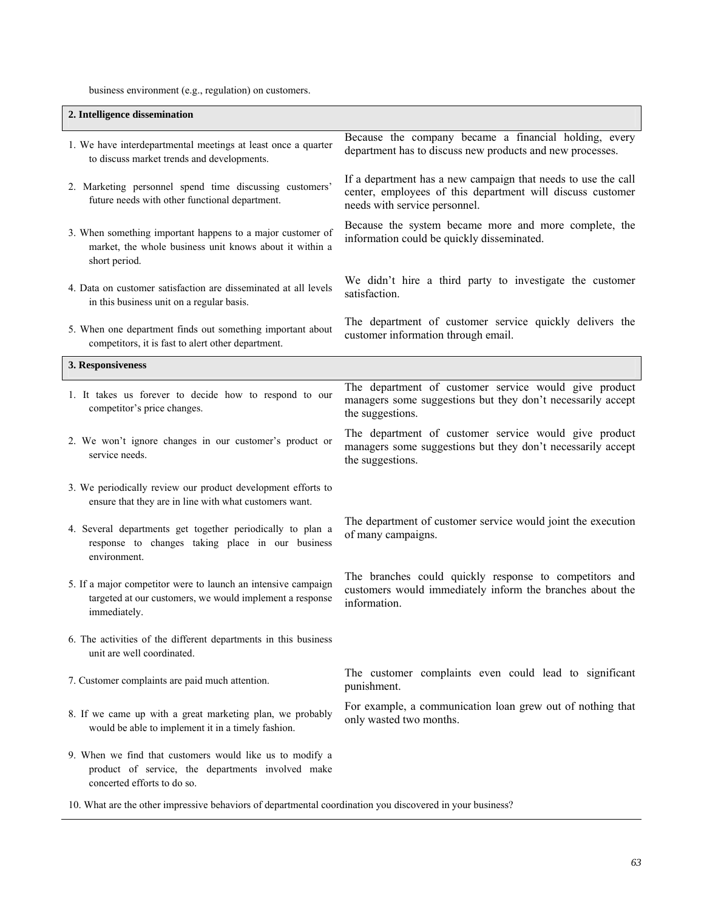business environment (e.g., regulation) on customers.

| 2. Intelligence dissemination | |
|---|---|
| 1. We have interdepartmental meetings at least once a quarter to discuss market trends and developments. | Because the company became a financial holding, every department has to discuss new products and new processes. |
| 2. Marketing personnel spend time discussing customers' future needs with other functional department. | If a department has a new campaign that needs to use the call center, employees of this department will discuss customer needs with service personnel. |
| 3. When something important happens to a major customer of market, the whole business unit knows about it within a short period. | Because the system became more and more complete, the information could be quickly disseminated. |
| 4. Data on customer satisfaction are disseminated at all levels in this business unit on a regular basis. | We didn't hire a third party to investigate the customer satisfaction. |
| 5. When one department finds out something important about competitors, it is fast to alert other department. | The department of customer service quickly delivers the customer information through email. |

| 3. Responsiveness | |
|---|---|
| 1. It takes us forever to decide how to respond to our competitor's price changes. | The department of customer service would give product managers some suggestions but they don't necessarily accept the suggestions. |
| 2. We won't ignore changes in our customer's product or service needs. | The department of customer service would give product managers some suggestions but they don't necessarily accept the suggestions. |
| 3. We periodically review our product development efforts to ensure that they are in line with what customers want. | |
| 4. Several departments get together periodically to plan a response to changes taking place in our business environment. | The department of customer service would joint the execution of many campaigns. |
| 5. If a major competitor were to launch an intensive campaign targeted at our customers, we would implement a response immediately. | The branches could quickly response to competitors and customers would immediately inform the branches about the information. |
| 6. The activities of the different departments in this business unit are well coordinated. | |
| 7. Customer complaints are paid much attention. | The customer complaints even could lead to significant punishment. |
| 8. If we came up with a great marketing plan, we probably would be able to implement it in a timely fashion. | For example, a communication loan grew out of nothing that only wasted two months. |
| 9. When we find that customers would like us to modify a product of service, the departments involved make concerted efforts to do so. | |

10. What are the other impressive behaviors of departmental coordination you discovered in your business?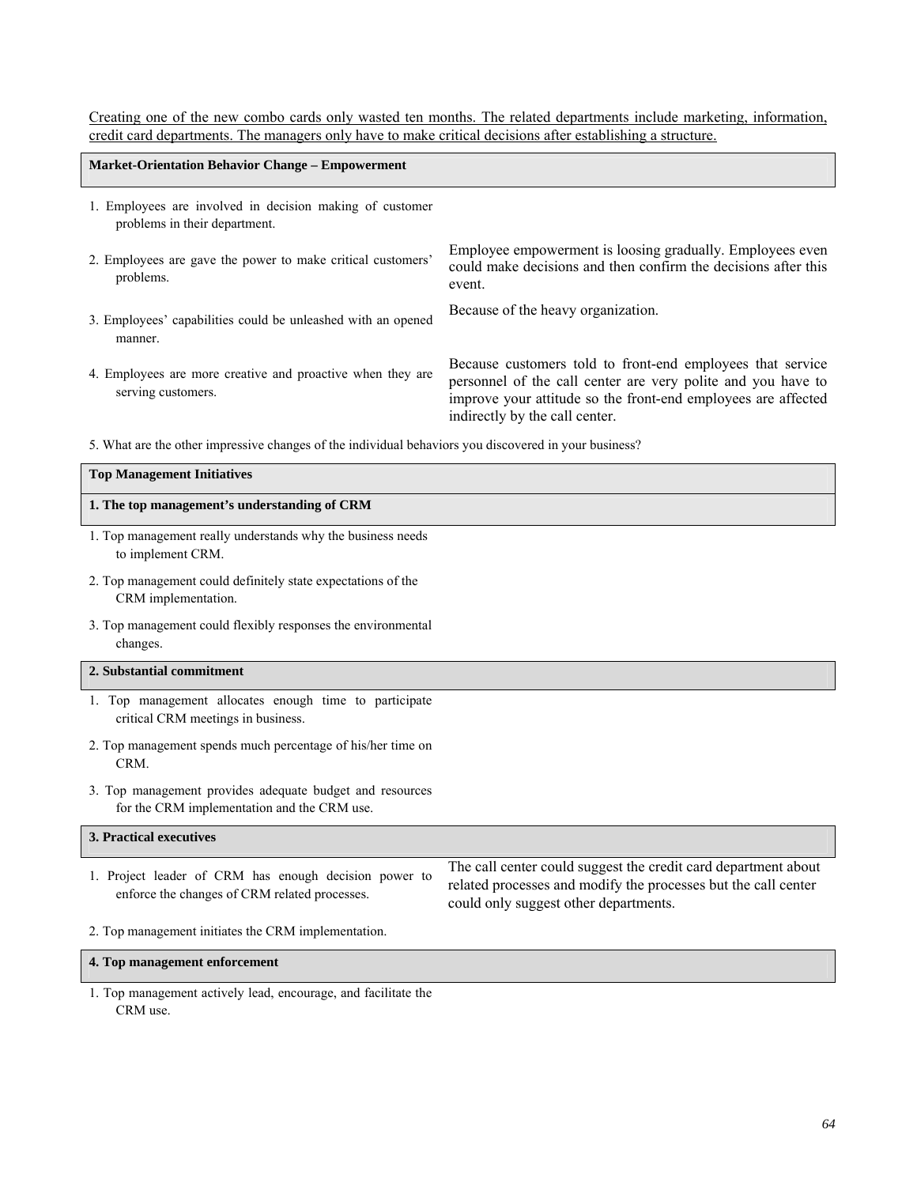<u>Creating one of the new combo cards only wasted ten months. The related departments include marketing, information, credit card departments. The managers only have to make critical decisions after establishing a structure.</u>

| **Market-Orientation Behavior Change – Empowerment** | |
|---|---|
| 1. Employees are involved in decision making of customer problems in their department. | |
| 2. Employees are gave the power to make critical customers' problems. | Employee empowerment is loosing gradually. Employees even could make decisions and then confirm the decisions after this event. |
| 3. Employees' capabilities could be unleashed with an opened manner. | Because of the heavy organization. |
| 4. Employees are more creative and proactive when they are serving customers. | Because customers told to front-end employees that service personnel of the call center are very polite and you have to improve your attitude so the front-end employees are affected indirectly by the call center. |
| 5. What are the other impressive changes of the individual behaviors you discovered in your business? | |

| **Top Management Initiatives** | |
|---|---|
| **1. The top management's understanding of CRM** | |
| 1. Top management really understands why the business needs to implement CRM. | |
| 2. Top management could definitely state expectations of the CRM implementation. | |
| 3. Top management could flexibly responses the environmental changes. | |
| **2. Substantial commitment** | |
| 1. Top management allocates enough time to participate critical CRM meetings in business. | |
| 2. Top management spends much percentage of his/her time on CRM. | |
| 3. Top management provides adequate budget and resources for the CRM implementation and the CRM use. | |
| **3. Practical executives** | |
| 1. Project leader of CRM has enough decision power to enforce the changes of CRM related processes. | The call center could suggest the credit card department about related processes and modify the processes but the call center could only suggest other departments. |
| 2. Top management initiates the CRM implementation. | |
| **4. Top management enforcement** | |
| 1. Top management actively lead, encourage, and facilitate the CRM use. | |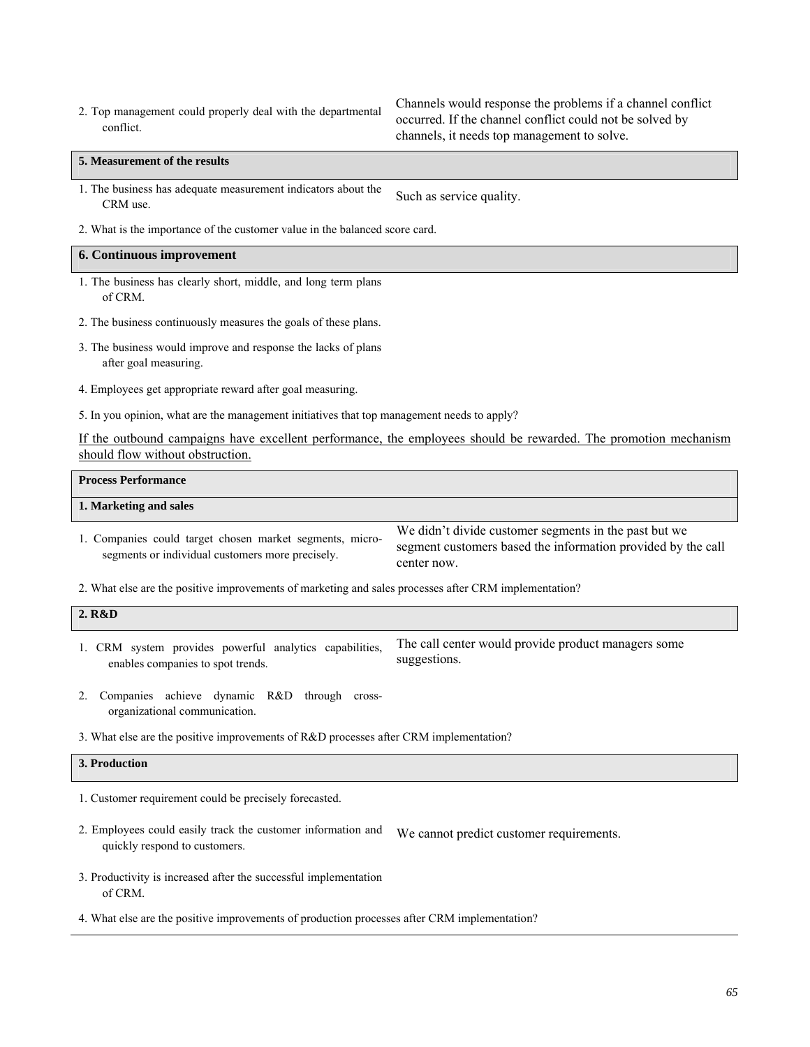| | |
|---|---|
| 2. Top management could properly deal with the departmental conflict. | Channels would response the problems if a channel conflict occurred. If the channel conflict could not be solved by channels, it needs top management to solve. |
| **5. Measurement of the results** | |
| 1. The business has adequate measurement indicators about the CRM use. | Such as service quality. |
| 2. What is the importance of the customer value in the balanced score card. | |
| **6. Continuous improvement** | |
| 1. The business has clearly short, middle, and long term plans of CRM. | |
| 2. The business continuously measures the goals of these plans. | |
| 3. The business would improve and response the lacks of plans after goal measuring. | |
| 4. Employees get appropriate reward after goal measuring. | |
| 5. In you opinion, what are the management initiatives that top management needs to apply? | |

If the outbound campaigns have excellent performance, the employees should be rewarded. The promotion mechanism should flow without obstruction.

| | |
|---|---|
| **Process Performance** | |
| **1. Marketing and sales** | |
| 1. Companies could target chosen market segments, micro-segments or individual customers more precisely. | We didn't divide customer segments in the past but we segment customers based the information provided by the call center now. |
| 2. What else are the positive improvements of marketing and sales processes after CRM implementation? | |
| **2. R&D** | |
| 1. CRM system provides powerful analytics capabilities, enables companies to spot trends. | The call center would provide product managers some suggestions. |
| 2. Companies achieve dynamic R&D through cross-organizational communication. | |
| 3. What else are the positive improvements of R&D processes after CRM implementation? | |
| **3. Production** | |
| 1. Customer requirement could be precisely forecasted. | |
| 2. Employees could easily track the customer information and quickly respond to customers. | We cannot predict customer requirements. |
| 3. Productivity is increased after the successful implementation of CRM. | |
| 4. What else are the positive improvements of production processes after CRM implementation? | |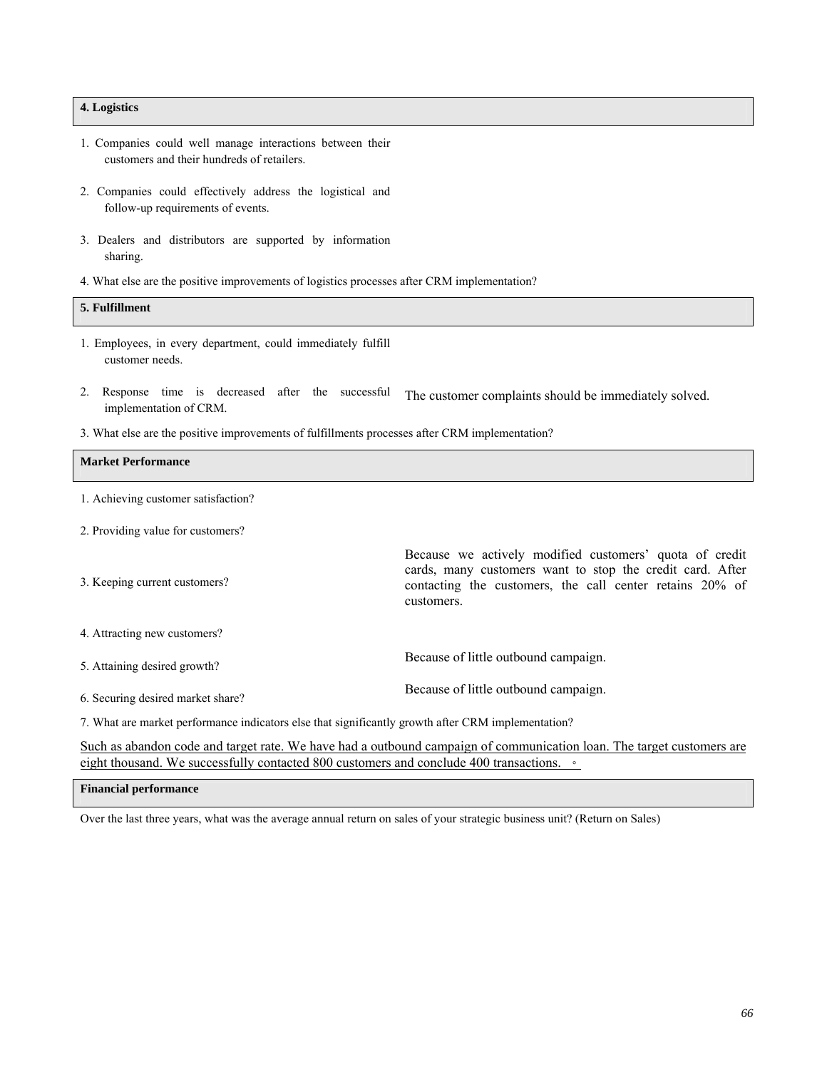| **4. Logistics** | |
|---|---|
| 1. Companies could well manage interactions between their customers and their hundreds of retailers. | |
| 2. Companies could effectively address the logistical and follow-up requirements of events. | |
| 3. Dealers and distributors are supported by information sharing. | |

4. What else are the positive improvements of logistics processes after CRM implementation?

| **5. Fulfillment** | |
|---|---|
| 1. Employees, in every department, could immediately fulfill customer needs. | |
| 2. Response time is decreased after the successful implementation of CRM. | The customer complaints should be immediately solved. |

3. What else are the positive improvements of fulfillments processes after CRM implementation?

| **Market Performance** | |
|---|---|
| 1. Achieving customer satisfaction? | |
| 2. Providing value for customers? | |
| 3. Keeping current customers? | Because we actively modified customers' quota of credit cards, many customers want to stop the credit card. After contacting the customers, the call center retains 20% of customers. |
| 4. Attracting new customers? | |
| 5. Attaining desired growth? | Because of little outbound campaign. |
| 6. Securing desired market share? | Because of little outbound campaign. |

7. What are market performance indicators else that significantly growth after CRM implementation?

Such as abandon code and target rate. We have had a outbound campaign of communication loan. The target customers are eight thousand. We successfully contacted 800 customers and conclude 400 transactions. 。

**Financial performance**

Over the last three years, what was the average annual return on sales of your strategic business unit? (Return on Sales)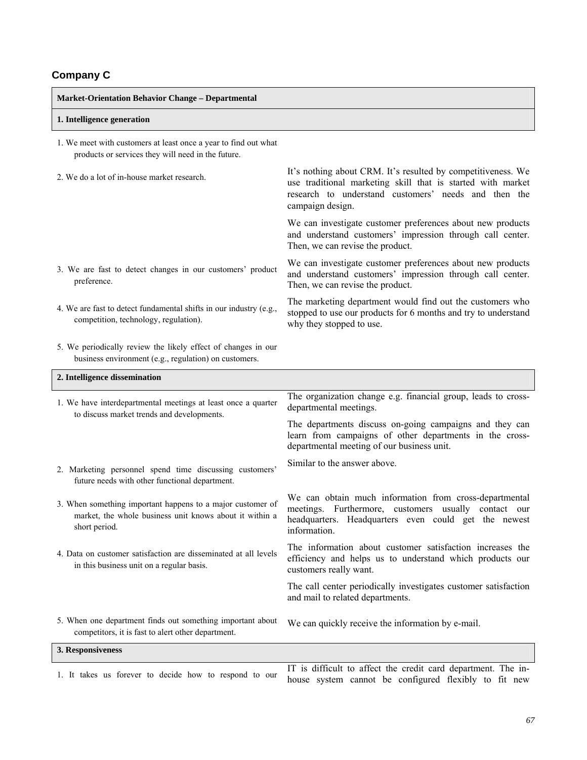## Company C

| Market-Orientation Behavior Change – Departmental | |
|---|---|
| **1. Intelligence generation** | |
| 1. We meet with customers at least once a year to find out what products or services they will need in the future. | |
| 2. We do a lot of in-house market research. | It's nothing about CRM. It's resulted by competitiveness. We use traditional marketing skill that is started with market research to understand customers' needs and then the campaign design.<br><br>We can investigate customer preferences about new products and understand customers' impression through call center. Then, we can revise the product. |
| 3. We are fast to detect changes in our customers' product preference. | We can investigate customer preferences about new products and understand customers' impression through call center. Then, we can revise the product. |
| 4. We are fast to detect fundamental shifts in our industry (e.g., competition, technology, regulation). | The marketing department would find out the customers who stopped to use our products for 6 months and try to understand why they stopped to use. |
| 5. We periodically review the likely effect of changes in our business environment (e.g., regulation) on customers. | |
| **2. Intelligence dissemination** | |
| 1. We have interdepartmental meetings at least once a quarter to discuss market trends and developments. | The organization change e.g. financial group, leads to cross-departmental meetings.<br><br>The departments discuss on-going campaigns and they can learn from campaigns of other departments in the cross-departmental meeting of our business unit. |
| 2. Marketing personnel spend time discussing customers' future needs with other functional department. | Similar to the answer above. |
| 3. When something important happens to a major customer of market, the whole business unit knows about it within a short period. | We can obtain much information from cross-departmental meetings. Furthermore, customers usually contact our headquarters. Headquarters even could get the newest information. |
| 4. Data on customer satisfaction are disseminated at all levels in this business unit on a regular basis. | The information about customer satisfaction increases the efficiency and helps us to understand which products our customers really want.<br><br>The call center periodically investigates customer satisfaction and mail to related departments. |
| 5. When one department finds out something important about competitors, it is fast to alert other department. | We can quickly receive the information by e-mail. |
| **3. Responsiveness** | |
| 1. It takes us forever to decide how to respond to our | IT is difficult to affect the credit card department. The in-house system cannot be configured flexibly to fit new |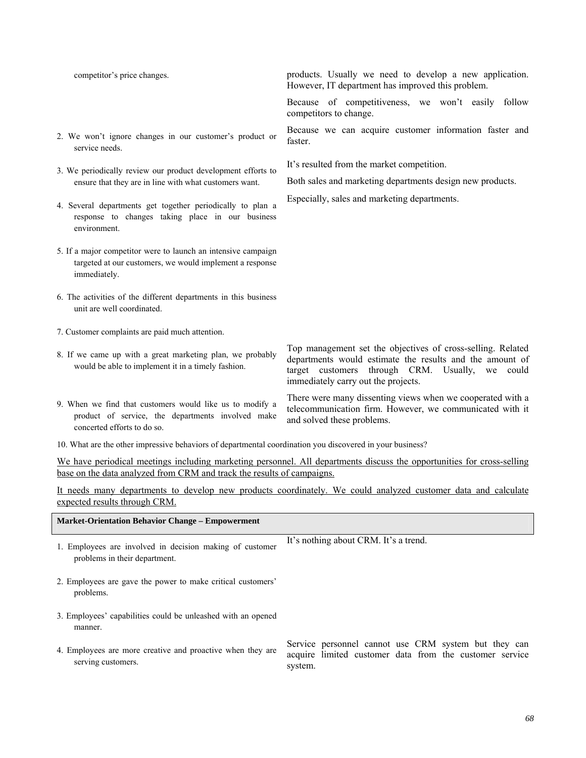| | |
|---|---|
| competitor's price changes. | products. Usually we need to develop a new application. However, IT department has improved this problem.<br><br>Because of competitiveness, we won't easily follow competitors to change. |
| 2. We won't ignore changes in our customer's product or service needs. | Because we can acquire customer information faster and faster. |
| 3. We periodically review our product development efforts to ensure that they are in line with what customers want. | It's resulted from the market competition.<br><br>Both sales and marketing departments design new products. |
| 4. Several departments get together periodically to plan a response to changes taking place in our business environment. | Especially, sales and marketing departments. |
| 5. If a major competitor were to launch an intensive campaign targeted at our customers, we would implement a response immediately. | |
| 6. The activities of the different departments in this business unit are well coordinated. | |
| 7. Customer complaints are paid much attention. | |
| 8. If we came up with a great marketing plan, we probably would be able to implement it in a timely fashion. | Top management set the objectives of cross-selling. Related departments would estimate the results and the amount of target customers through CRM. Usually, we could immediately carry out the projects. |
| 9. When we find that customers would like us to modify a product of service, the departments involved make concerted efforts to do so. | There were many dissenting views when we cooperated with a telecommunication firm. However, we communicated with it and solved these problems. |

10. What are the other impressive behaviors of departmental coordination you discovered in your business?

We have periodical meetings including marketing personnel. All departments discuss the opportunities for cross-selling base on the data analyzed from CRM and track the results of campaigns.

It needs many departments to develop new products coordinately. We could analyzed customer data and calculate expected results through CRM.

| **Market-Orientation Behavior Change – Empowerment** | |
|---|---|
| 1. Employees are involved in decision making of customer problems in their department. | It's nothing about CRM. It's a trend. |
| 2. Employees are gave the power to make critical customers' problems. | |
| 3. Employees' capabilities could be unleashed with an opened manner. | |
| 4. Employees are more creative and proactive when they are serving customers. | Service personnel cannot use CRM system but they can acquire limited customer data from the customer service system. |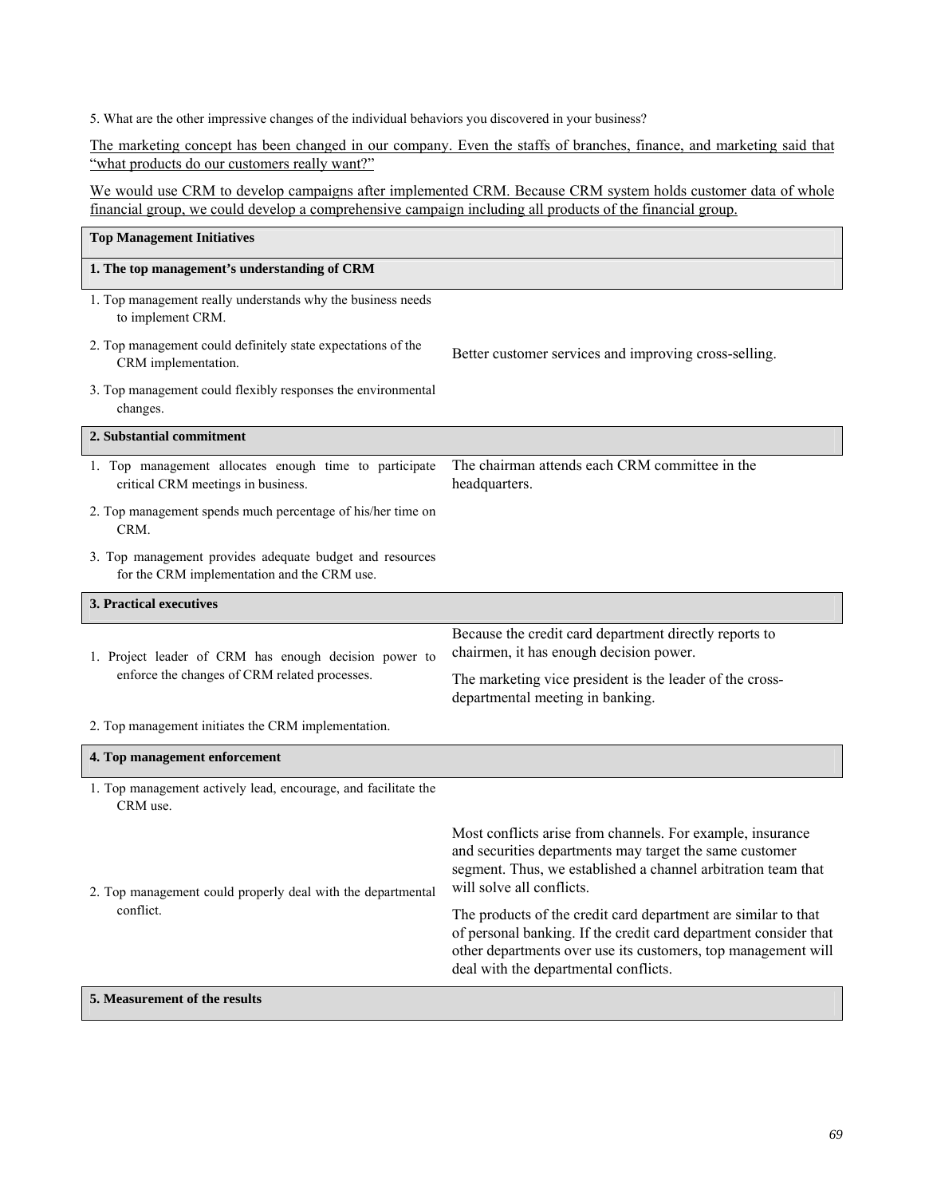5. What are the other impressive changes of the individual behaviors you discovered in your business?

<u>The marketing concept has been changed in our company. Even the staffs of branches, finance, and marketing said that "what products do our customers really want?"</u>

<u>We would use CRM to develop campaigns after implemented CRM. Because CRM system holds customer data of whole financial group, we could develop a comprehensive campaign including all products of the financial group.</u>

| **Top Management Initiatives** | |
|---|---|
| **1. The top management's understanding of CRM** | |
| 1. Top management really understands why the business needs to implement CRM. | |
| 2. Top management could definitely state expectations of the CRM implementation. | Better customer services and improving cross-selling. |
| 3. Top management could flexibly responses the environmental changes. | |
| **2. Substantial commitment** | |
| 1. Top management allocates enough time to participate critical CRM meetings in business. | The chairman attends each CRM committee in the headquarters. |
| 2. Top management spends much percentage of his/her time on CRM. | |
| 3. Top management provides adequate budget and resources for the CRM implementation and the CRM use. | |
| **3. Practical executives** | |
| 1. Project leader of CRM has enough decision power to enforce the changes of CRM related processes. | Because the credit card department directly reports to chairmen, it has enough decision power. The marketing vice president is the leader of the cross-departmental meeting in banking. |
| 2. Top management initiates the CRM implementation. | |
| **4. Top management enforcement** | |
| 1. Top management actively lead, encourage, and facilitate the CRM use. | |
| 2. Top management could properly deal with the departmental conflict. | Most conflicts arise from channels. For example, insurance and securities departments may target the same customer segment. Thus, we established a channel arbitration team that will solve all conflicts. The products of the credit card department are similar to that of personal banking. If the credit card department consider that other departments over use its customers, top management will deal with the departmental conflicts. |
| **5. Measurement of the results** | |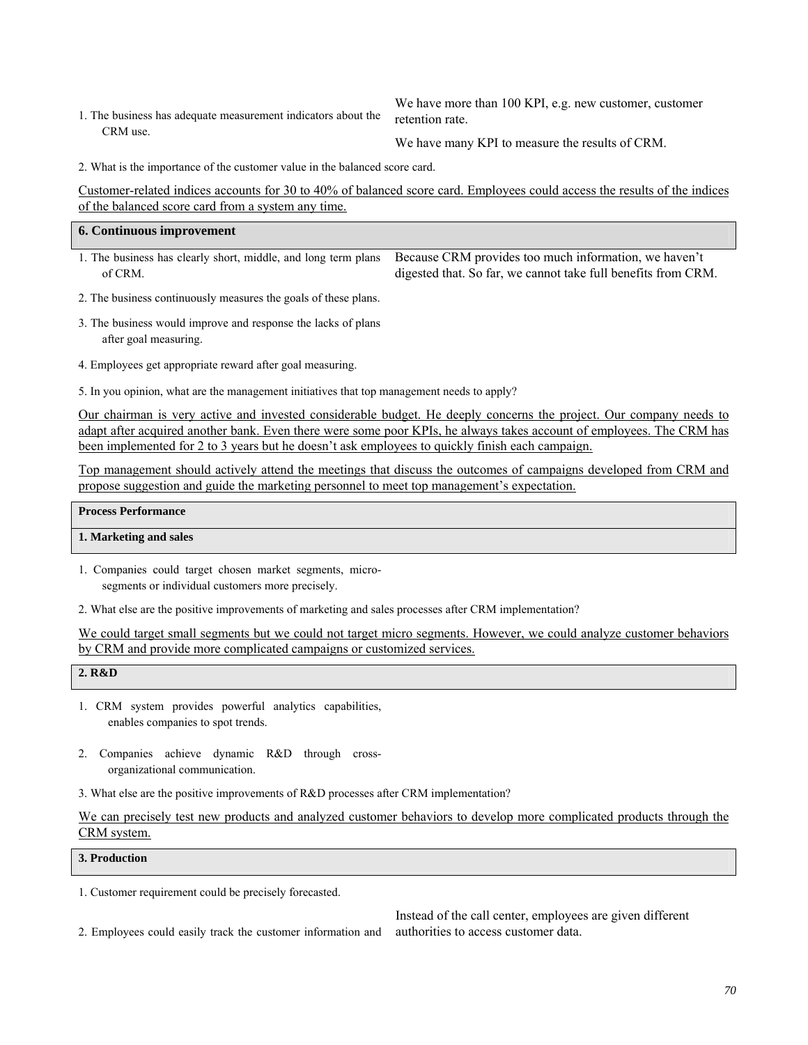| | |
|---|---|
| 1. The business has adequate measurement indicators about the CRM use. | We have more than 100 KPI, e.g. new customer, customer retention rate.<br><br>We have many KPI to measure the results of CRM. |

2. What is the importance of the customer value in the balanced score card.

Customer-related indices accounts for 30 to 40% of balanced score card. Employees could access the results of the indices of the balanced score card from a system any time.

**6. Continuous improvement**

| | |
|---|---|
| 1. The business has clearly short, middle, and long term plans of CRM. | Because CRM provides too much information, we haven't digested that. So far, we cannot take full benefits from CRM. |
| 2. The business continuously measures the goals of these plans. | |
| 3. The business would improve and response the lacks of plans after goal measuring. | |
| 4. Employees get appropriate reward after goal measuring. | |

5. In you opinion, what are the management initiatives that top management needs to apply?

Our chairman is very active and invested considerable budget. He deeply concerns the project. Our company needs to adapt after acquired another bank. Even there were some poor KPIs, he always takes account of employees. The CRM has been implemented for 2 to 3 years but he doesn't ask employees to quickly finish each campaign.

Top management should actively attend the meetings that discuss the outcomes of campaigns developed from CRM and propose suggestion and guide the marketing personnel to meet top management's expectation.

**Process Performance**

**1. Marketing and sales**

1. Companies could target chosen market segments, micro-segments or individual customers more precisely.

2. What else are the positive improvements of marketing and sales processes after CRM implementation?

We could target small segments but we could not target micro segments. However, we could analyze customer behaviors by CRM and provide more complicated campaigns or customized services.

**2. R&D**

1. CRM system provides powerful analytics capabilities, enables companies to spot trends.

2. Companies achieve dynamic R&D through cross-organizational communication.

3. What else are the positive improvements of R&D processes after CRM implementation?

We can precisely test new products and analyzed customer behaviors to develop more complicated products through the CRM system.

**3. Production**

| | |
|---|---|
| 1. Customer requirement could be precisely forecasted. | |
| 2. Employees could easily track the customer information and | Instead of the call center, employees are given different authorities to access customer data. |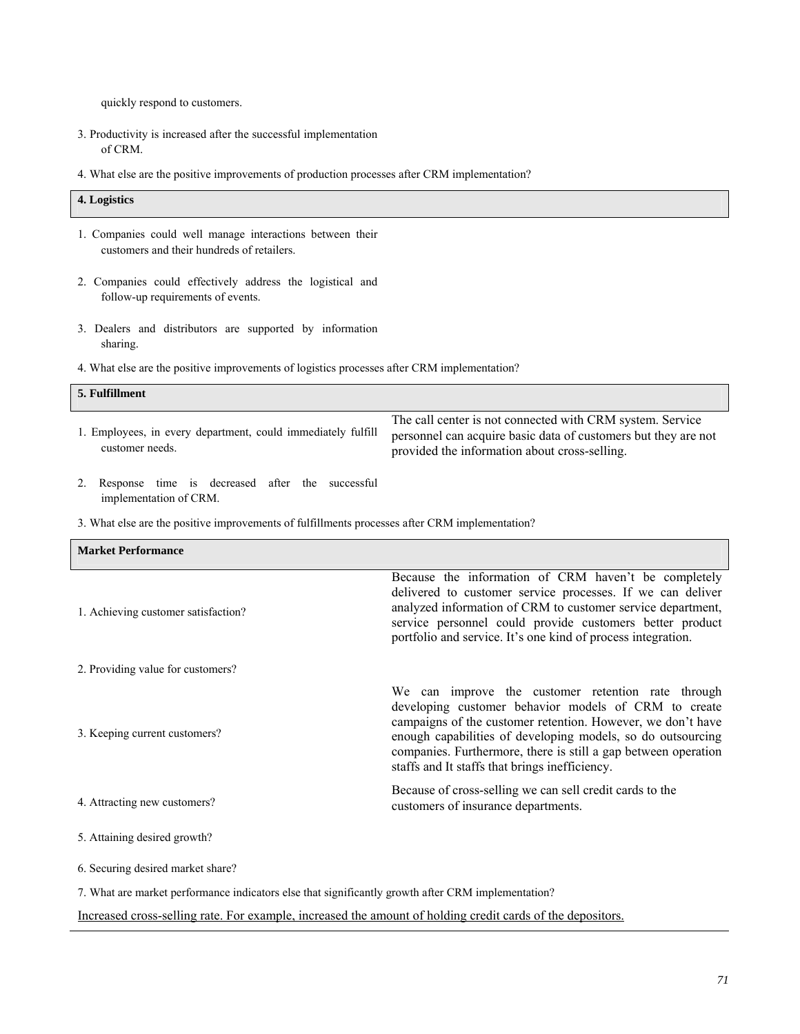quickly respond to customers.

3. Productivity is increased after the successful implementation of CRM.

4. What else are the positive improvements of production processes after CRM implementation?

| **4. Logistics** | |
|---|---|
| 1. Companies could well manage interactions between their customers and their hundreds of retailers. | |
| 2. Companies could effectively address the logistical and follow-up requirements of events. | |
| 3. Dealers and distributors are supported by information sharing. | |

4. What else are the positive improvements of logistics processes after CRM implementation?

| **5. Fulfillment** | |
|---|---|
| 1. Employees, in every department, could immediately fulfill customer needs. | The call center is not connected with CRM system. Service personnel can acquire basic data of customers but they are not provided the information about cross-selling. |
| 2. Response time is decreased after the successful implementation of CRM. | |

3. What else are the positive improvements of fulfillments processes after CRM implementation?

| **Market Performance** | |
|---|---|
| 1. Achieving customer satisfaction? | Because the information of CRM haven't be completely delivered to customer service processes. If we can deliver analyzed information of CRM to customer service department, service personnel could provide customers better product portfolio and service. It's one kind of process integration. |
| 2. Providing value for customers? | |
| 3. Keeping current customers? | We can improve the customer retention rate through developing customer behavior models of CRM to create campaigns of the customer retention. However, we don't have enough capabilities of developing models, so do outsourcing companies. Furthermore, there is still a gap between operation staffs and It staffs that brings inefficiency. |
| 4. Attracting new customers? | Because of cross-selling we can sell credit cards to the customers of insurance departments. |
| 5. Attaining desired growth? | |
| 6. Securing desired market share? | |

7. What are market performance indicators else that significantly growth after CRM implementation?

Increased cross-selling rate. For example, increased the amount of holding credit cards of the depositors.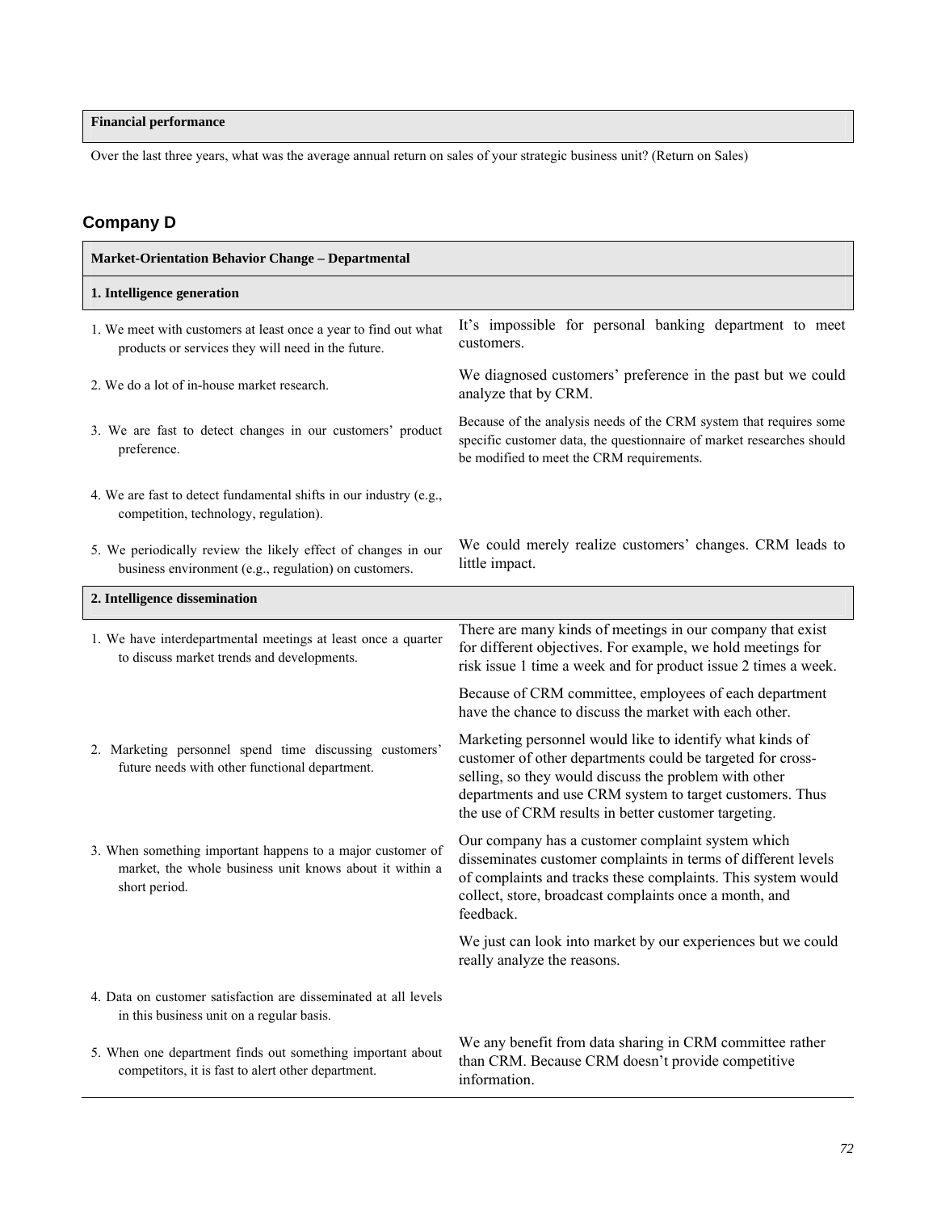| Financial performance |
|---|
| Over the last three years, what was the average annual return on sales of your strategic business unit? (Return on Sales) |

### Company D

| Market-Orientation Behavior Change – Departmental | |
|---|---|
| **1. Intelligence generation** | |
| 1. We meet with customers at least once a year to find out what products or services they will need in the future. | It's impossible for personal banking department to meet customers. |
| 2. We do a lot of in-house market research. | We diagnosed customers' preference in the past but we could analyze that by CRM. |
| 3. We are fast to detect changes in our customers' product preference. | Because of the analysis needs of the CRM system that requires some specific customer data, the questionnaire of market researches should be modified to meet the CRM requirements. |
| 4. We are fast to detect fundamental shifts in our industry (e.g., competition, technology, regulation). | |
| 5. We periodically review the likely effect of changes in our business environment (e.g., regulation) on customers. | We could merely realize customers' changes. CRM leads to little impact. |
| **2. Intelligence dissemination** | |
| 1. We have interdepartmental meetings at least once a quarter to discuss market trends and developments. | There are many kinds of meetings in our company that exist for different objectives. For example, we hold meetings for risk issue 1 time a week and for product issue 2 times a week. |
| | Because of CRM committee, employees of each department have the chance to discuss the market with each other. |
| 2. Marketing personnel spend time discussing customers' future needs with other functional department. | Marketing personnel would like to identify what kinds of customer of other departments could be targeted for cross-selling, so they would discuss the problem with other departments and use CRM system to target customers. Thus the use of CRM results in better customer targeting. |
| 3. When something important happens to a major customer of market, the whole business unit knows about it within a short period. | Our company has a customer complaint system which disseminates customer complaints in terms of different levels of complaints and tracks these complaints. This system would collect, store, broadcast complaints once a month, and feedback. |
| | We just can look into market by our experiences but we could really analyze the reasons. |
| 4. Data on customer satisfaction are disseminated at all levels in this business unit on a regular basis. | |
| 5. When one department finds out something important about competitors, it is fast to alert other department. | We any benefit from data sharing in CRM committee rather than CRM. Because CRM doesn't provide competitive information. |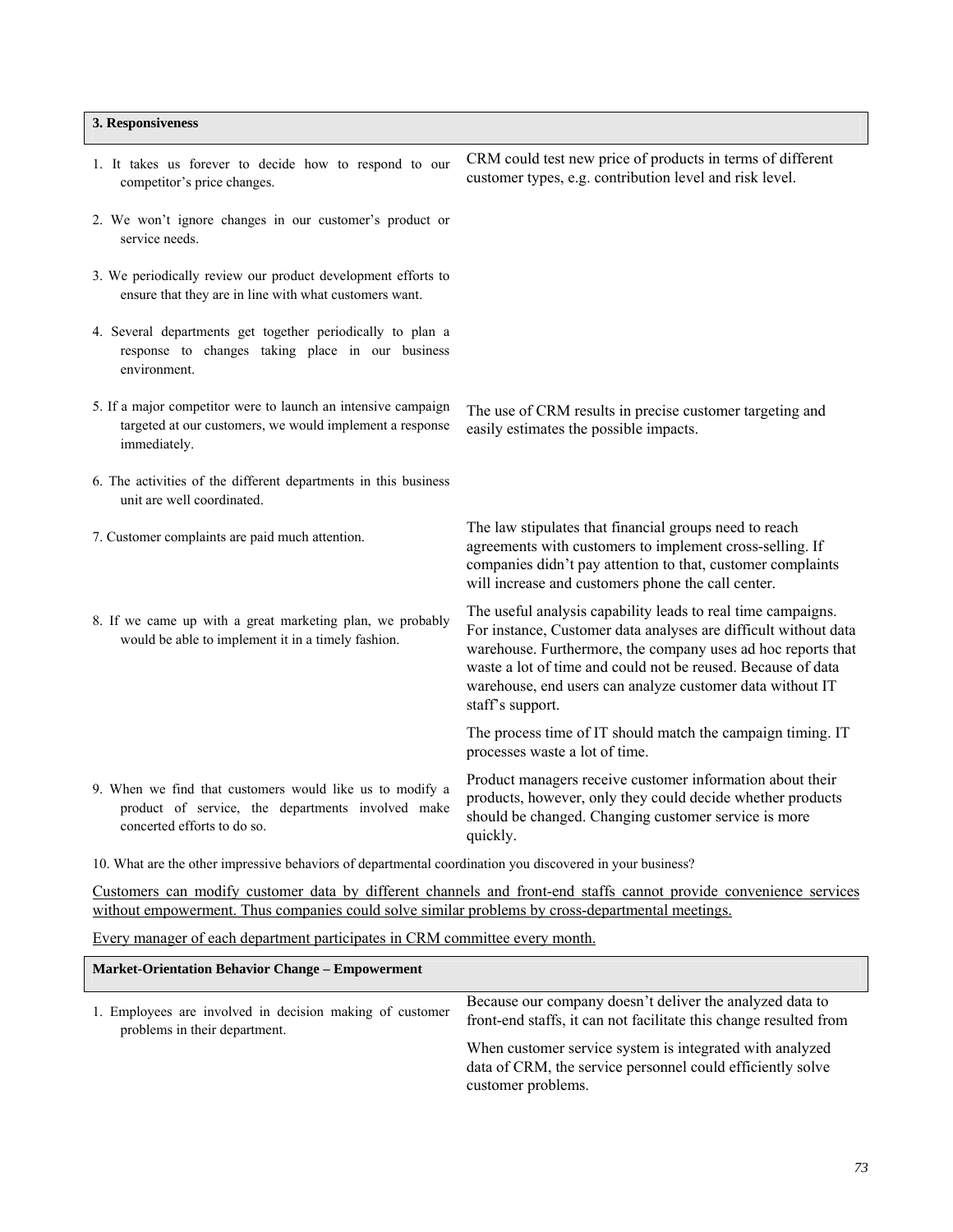| 3. Responsiveness | |
|---|---|
| 1. It takes us forever to decide how to respond to our competitor's price changes. | CRM could test new price of products in terms of different customer types, e.g. contribution level and risk level. |
| 2. We won't ignore changes in our customer's product or service needs. | |
| 3. We periodically review our product development efforts to ensure that they are in line with what customers want. | |
| 4. Several departments get together periodically to plan a response to changes taking place in our business environment. | |
| 5. If a major competitor were to launch an intensive campaign targeted at our customers, we would implement a response immediately. | The use of CRM results in precise customer targeting and easily estimates the possible impacts. |
| 6. The activities of the different departments in this business unit are well coordinated. | |
| 7. Customer complaints are paid much attention. | The law stipulates that financial groups need to reach agreements with customers to implement cross-selling. If companies didn't pay attention to that, customer complaints will increase and customers phone the call center. |
| 8. If we came up with a great marketing plan, we probably would be able to implement it in a timely fashion. | The useful analysis capability leads to real time campaigns. For instance, Customer data analyses are difficult without data warehouse. Furthermore, the company uses ad hoc reports that waste a lot of time and could not be reused. Because of data warehouse, end users can analyze customer data without IT staff's support.<br><br>The process time of IT should match the campaign timing. IT processes waste a lot of time. |
| 9. When we find that customers would like us to modify a product of service, the departments involved make concerted efforts to do so. | Product managers receive customer information about their products, however, only they could decide whether products should be changed. Changing customer service is more quickly. |

10. What are the other impressive behaviors of departmental coordination you discovered in your business?

Customers can modify customer data by different channels and front-end staffs cannot provide convenience services without empowerment. Thus companies could solve similar problems by cross-departmental meetings.

Every manager of each department participates in CRM committee every month.

| Market-Orientation Behavior Change – Empowerment | |
|---|---|
| 1. Employees are involved in decision making of customer problems in their department. | Because our company doesn't deliver the analyzed data to front-end staffs, it can not facilitate this change resulted from<br><br>When customer service system is integrated with analyzed data of CRM, the service personnel could efficiently solve customer problems. |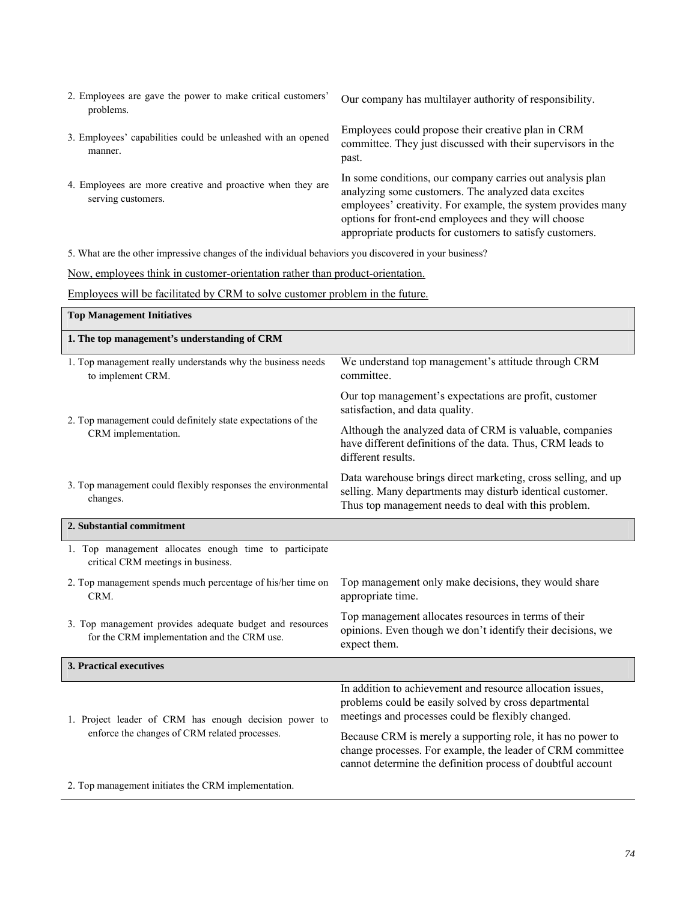| | |
|---|---|
| 2. Employees are gave the power to make critical customers' problems. | Our company has multilayer authority of responsibility. |
| 3. Employees' capabilities could be unleashed with an opened manner. | Employees could propose their creative plan in CRM committee. They just discussed with their supervisors in the past. |
| 4. Employees are more creative and proactive when they are serving customers. | In some conditions, our company carries out analysis plan analyzing some customers. The analyzed data excites employees' creativity. For example, the system provides many options for front-end employees and they will choose appropriate products for customers to satisfy customers. |

5. What are the other impressive changes of the individual behaviors you discovered in your business?

Now, employees think in customer-orientation rather than product-orientation.

Employees will be facilitated by CRM to solve customer problem in the future.

| **Top Management Initiatives** | |
|---|---|
| **1. The top management's understanding of CRM** | |
| 1. Top management really understands why the business needs to implement CRM. | We understand top management's attitude through CRM committee. |
| 2. Top management could definitely state expectations of the CRM implementation. | Our top management's expectations are profit, customer satisfaction, and data quality. |
| | Although the analyzed data of CRM is valuable, companies have different definitions of the data. Thus, CRM leads to different results. |
| 3. Top management could flexibly responses the environmental changes. | Data warehouse brings direct marketing, cross selling, and up selling. Many departments may disturb identical customer. Thus top management needs to deal with this problem. |
| **2. Substantial commitment** | |
| 1. Top management allocates enough time to participate critical CRM meetings in business. | |
| 2. Top management spends much percentage of his/her time on CRM. | Top management only make decisions, they would share appropriate time. |
| 3. Top management provides adequate budget and resources for the CRM implementation and the CRM use. | Top management allocates resources in terms of their opinions. Even though we don't identify their decisions, we expect them. |
| **3. Practical executives** | |
| 1. Project leader of CRM has enough decision power to enforce the changes of CRM related processes. | In addition to achievement and resource allocation issues, problems could be easily solved by cross departmental meetings and processes could be flexibly changed. |
| | Because CRM is merely a supporting role, it has no power to change processes. For example, the leader of CRM committee cannot determine the definition process of doubtful account |
| 2. Top management initiates the CRM implementation. | |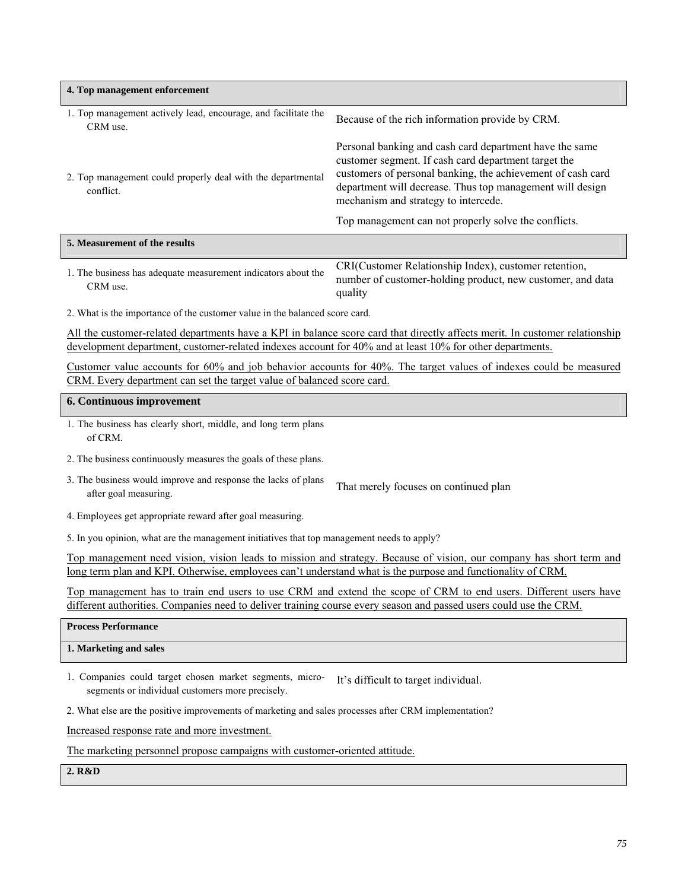**4. Top management enforcement**

| | |
|---|---|
| 1. Top management actively lead, encourage, and facilitate the CRM use. | Because of the rich information provide by CRM. |
| 2. Top management could properly deal with the departmental conflict. | Personal banking and cash card department have the same customer segment. If cash card department target the customers of personal banking, the achievement of cash card department will decrease. Thus top management will design mechanism and strategy to intercede.<br><br>Top management can not properly solve the conflicts. |

**5. Measurement of the results**

| | |
|---|---|
| 1. The business has adequate measurement indicators about the CRM use. | CRI(Customer Relationship Index), customer retention, number of customer-holding product, new customer, and data quality |

2. What is the importance of the customer value in the balanced score card.

All the customer-related departments have a KPI in balance score card that directly affects merit. In customer relationship development department, customer-related indexes account for 40% and at least 10% for other departments.

Customer value accounts for 60% and job behavior accounts for 40%. The target values of indexes could be measured CRM. Every department can set the target value of balanced score card.

**6. Continuous improvement**

| | |
|---|---|
| 1. The business has clearly short, middle, and long term plans of CRM. | |
| 2. The business continuously measures the goals of these plans. | |
| 3. The business would improve and response the lacks of plans after goal measuring. | That merely focuses on continued plan |
| 4. Employees get appropriate reward after goal measuring. | |

5. In you opinion, what are the management initiatives that top management needs to apply?

Top management need vision, vision leads to mission and strategy. Because of vision, our company has short term and long term plan and KPI. Otherwise, employees can't understand what is the purpose and functionality of CRM.

Top management has to train end users to use CRM and extend the scope of CRM to end users. Different users have different authorities. Companies need to deliver training course every season and passed users could use the CRM.

**Process Performance**

**1. Marketing and sales**

| | |
|---|---|
| 1. Companies could target chosen market segments, micro-segments or individual customers more precisely. | It's difficult to target individual. |

2. What else are the positive improvements of marketing and sales processes after CRM implementation?

Increased response rate and more investment.

The marketing personnel propose campaigns with customer-oriented attitude.

**2. R&D**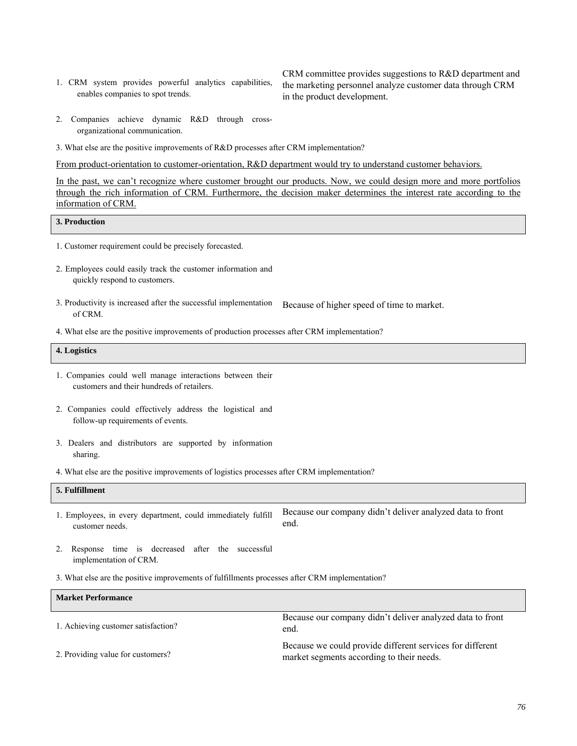| | |
|---|---|
| 1. CRM system provides powerful analytics capabilities, enables companies to spot trends. | CRM committee provides suggestions to R&D department and the marketing personnel analyze customer data through CRM in the product development. |
| 2. Companies achieve dynamic R&D through cross-organizational communication. | |

3. What else are the positive improvements of R&D processes after CRM implementation?

<u>From product-orientation to customer-orientation, R&D department would try to understand customer behaviors.</u>

<u>In the past, we can't recognize where customer brought our products. Now, we could design more and more portfolios through the rich information of CRM. Furthermore, the decision maker determines the interest rate according to the information of CRM.</u>

| **3. Production** | |
|---|---|
| 1. Customer requirement could be precisely forecasted. | |
| 2. Employees could easily track the customer information and quickly respond to customers. | |
| 3. Productivity is increased after the successful implementation of CRM. | Because of higher speed of time to market. |

4. What else are the positive improvements of production processes after CRM implementation?

| **4. Logistics** | |
|---|---|
| 1. Companies could well manage interactions between their customers and their hundreds of retailers. | |
| 2. Companies could effectively address the logistical and follow-up requirements of events. | |
| 3. Dealers and distributors are supported by information sharing. | |

4. What else are the positive improvements of logistics processes after CRM implementation?

| **5. Fulfillment** | |
|---|---|
| 1. Employees, in every department, could immediately fulfill customer needs. | Because our company didn't deliver analyzed data to front end. |
| 2. Response time is decreased after the successful implementation of CRM. | |

3. What else are the positive improvements of fulfillments processes after CRM implementation?

| **Market Performance** | |
|---|---|
| 1. Achieving customer satisfaction? | Because our company didn't deliver analyzed data to front end. |
| 2. Providing value for customers? | Because we could provide different services for different market segments according to their needs. |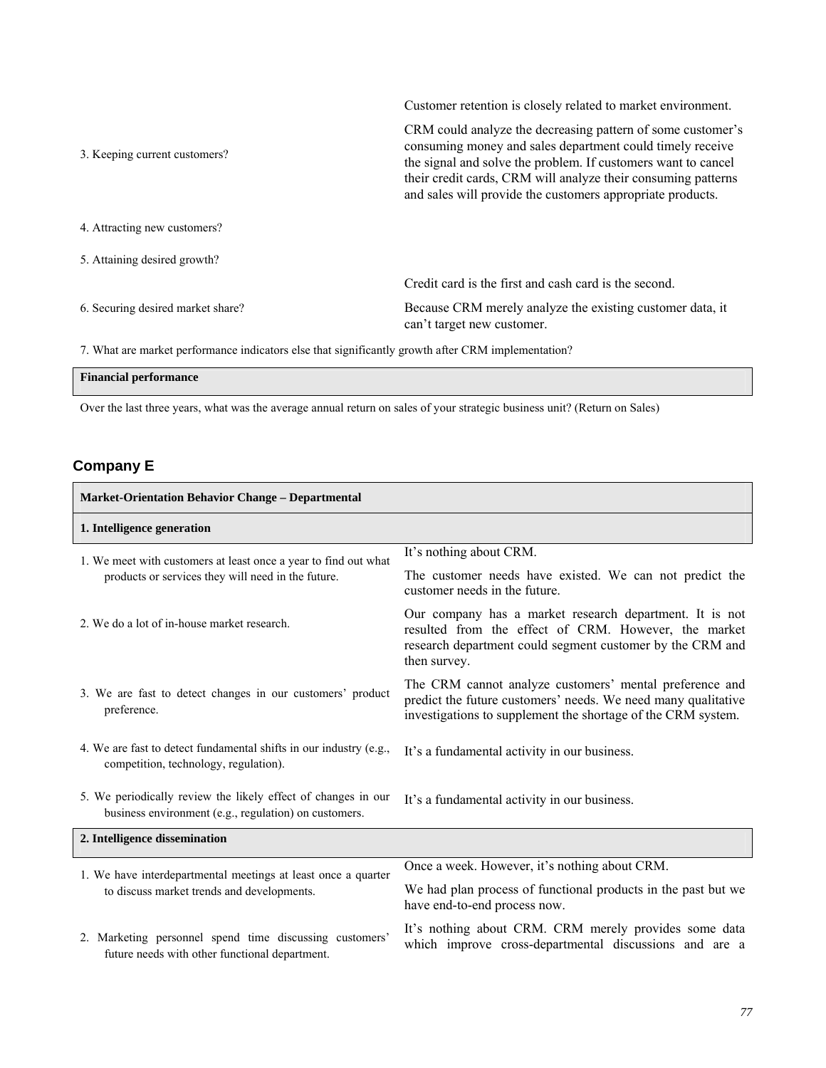| | |
|---|---|
| 3. Keeping current customers? | Customer retention is closely related to market environment.<br>CRM could analyze the decreasing pattern of some customer's consuming money and sales department could timely receive the signal and solve the problem. If customers want to cancel their credit cards, CRM will analyze their consuming patterns and sales will provide the customers appropriate products. |
| 4. Attracting new customers? | |
| 5. Attaining desired growth? | |
| 6. Securing desired market share? | Credit card is the first and cash card is the second.<br>Because CRM merely analyze the existing customer data, it can't target new customer. |

7. What are market performance indicators else that significantly growth after CRM implementation?

| **Financial performance** |
|---|

Over the last three years, what was the average annual return on sales of your strategic business unit? (Return on Sales)

### Company E

| **Market-Orientation Behavior Change – Departmental** | |
|---|---|
| **1. Intelligence generation** | |
| 1. We meet with customers at least once a year to find out what products or services they will need in the future. | It's nothing about CRM.<br>The customer needs have existed. We can not predict the customer needs in the future. |
| 2. We do a lot of in-house market research. | Our company has a market research department. It is not resulted from the effect of CRM. However, the market research department could segment customer by the CRM and then survey. |
| 3. We are fast to detect changes in our customers' product preference. | The CRM cannot analyze customers' mental preference and predict the future customers' needs. We need many qualitative investigations to supplement the shortage of the CRM system. |
| 4. We are fast to detect fundamental shifts in our industry (e.g., competition, technology, regulation). | It's a fundamental activity in our business. |
| 5. We periodically review the likely effect of changes in our business environment (e.g., regulation) on customers. | It's a fundamental activity in our business. |
| **2. Intelligence dissemination** | |
| 1. We have interdepartmental meetings at least once a quarter to discuss market trends and developments. | Once a week. However, it's nothing about CRM.<br>We had plan process of functional products in the past but we have end-to-end process now. |
| 2. Marketing personnel spend time discussing customers' future needs with other functional department. | It's nothing about CRM. CRM merely provides some data which improve cross-departmental discussions and are a |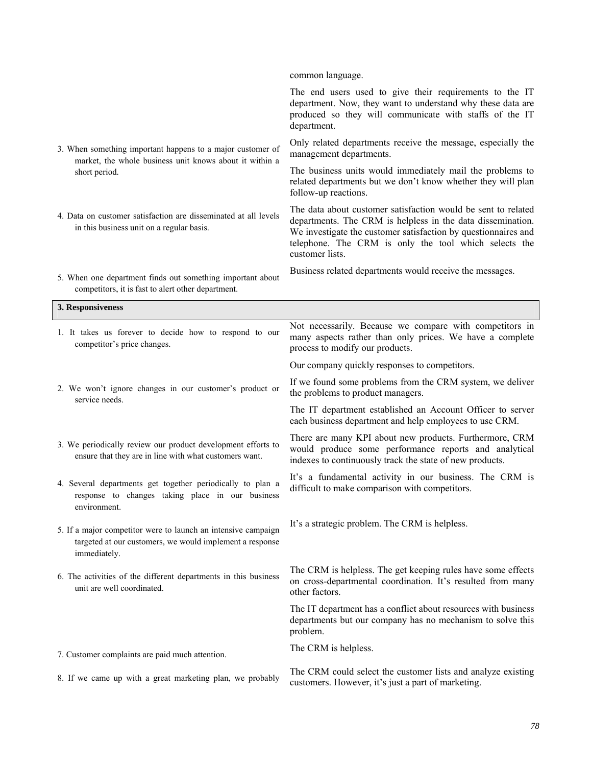| | |
|---|---|
| | common language. |
| | The end users used to give their requirements to the IT department. Now, they want to understand why these data are produced so they will communicate with staffs of the IT department. |
| 3. When something important happens to a major customer of market, the whole business unit knows about it within a short period. | Only related departments receive the message, especially the management departments. |
| | The business units would immediately mail the problems to related departments but we don't know whether they will plan follow-up reactions. |
| 4. Data on customer satisfaction are disseminated at all levels in this business unit on a regular basis. | The data about customer satisfaction would be sent to related departments. The CRM is helpless in the data dissemination. We investigate the customer satisfaction by questionnaires and telephone. The CRM is only the tool which selects the customer lists. |
| 5. When one department finds out something important about competitors, it is fast to alert other department. | Business related departments would receive the messages. |
| **3. Responsiveness** | |
| 1. It takes us forever to decide how to respond to our competitor's price changes. | Not necessarily. Because we compare with competitors in many aspects rather than only prices. We have a complete process to modify our products. |
| | Our company quickly responses to competitors. |
| 2. We won't ignore changes in our customer's product or service needs. | If we found some problems from the CRM system, we deliver the problems to product managers. |
| | The IT department established an Account Officer to server each business department and help employees to use CRM. |
| 3. We periodically review our product development efforts to ensure that they are in line with what customers want. | There are many KPI about new products. Furthermore, CRM would produce some performance reports and analytical indexes to continuously track the state of new products. |
| 4. Several departments get together periodically to plan a response to changes taking place in our business environment. | It's a fundamental activity in our business. The CRM is difficult to make comparison with competitors. |
| 5. If a major competitor were to launch an intensive campaign targeted at our customers, we would implement a response immediately. | It's a strategic problem. The CRM is helpless. |
| 6. The activities of the different departments in this business unit are well coordinated. | The CRM is helpless. The get keeping rules have some effects on cross-departmental coordination. It's resulted from many other factors. |
| | The IT department has a conflict about resources with business departments but our company has no mechanism to solve this problem. |
| 7. Customer complaints are paid much attention. | The CRM is helpless. |
| 8. If we came up with a great marketing plan, we probably | The CRM could select the customer lists and analyze existing customers. However, it's just a part of marketing. |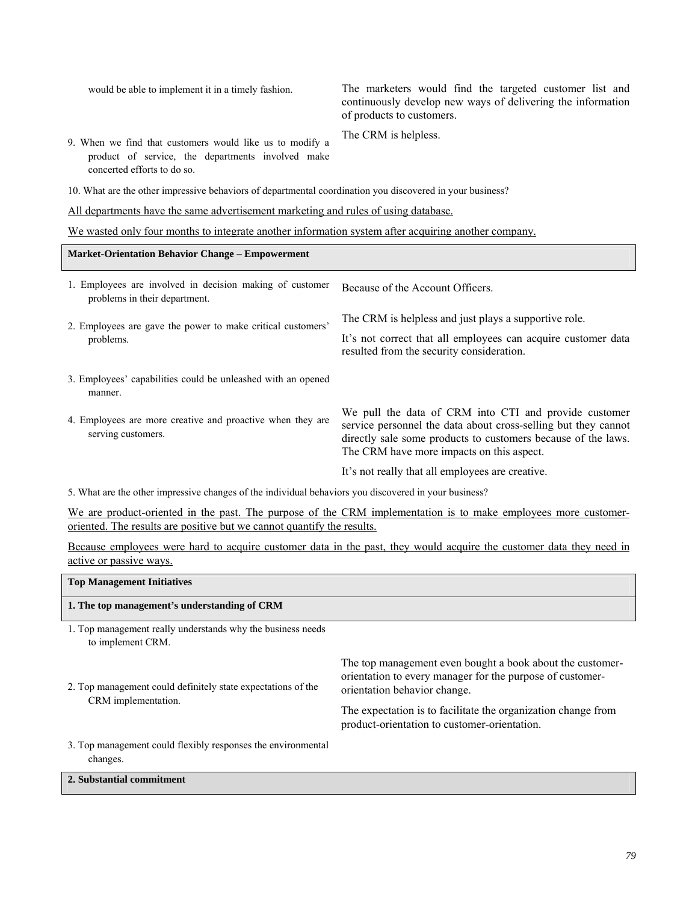| | |
|---|---|
| would be able to implement it in a timely fashion. | The marketers would find the targeted customer list and continuously develop new ways of delivering the information of products to customers. |
| 9. When we find that customers would like us to modify a product of service, the departments involved make concerted efforts to do so. | The CRM is helpless. |

10. What are the other impressive behaviors of departmental coordination you discovered in your business?

<u>All departments have the same advertisement marketing and rules of using database.</u>

<u>We wasted only four months to integrate another information system after acquiring another company.</u>

| **Market-Orientation Behavior Change – Empowerment** | |
|---|---|
| 1. Employees are involved in decision making of customer problems in their department. | Because of the Account Officers. |
| 2. Employees are gave the power to make critical customers' problems. | The CRM is helpless and just plays a supportive role.<br><br>It's not correct that all employees can acquire customer data resulted from the security consideration. |
| 3. Employees' capabilities could be unleashed with an opened manner. | |
| 4. Employees are more creative and proactive when they are serving customers. | We pull the data of CRM into CTI and provide customer service personnel the data about cross-selling but they cannot directly sale some products to customers because of the laws. The CRM have more impacts on this aspect.<br><br>It's not really that all employees are creative. |

5. What are the other impressive changes of the individual behaviors you discovered in your business?

<u>We are product-oriented in the past. The purpose of the CRM implementation is to make employees more customer-oriented. The results are positive but we cannot quantify the results.</u>

<u>Because employees were hard to acquire customer data in the past, they would acquire the customer data they need in active or passive ways.</u>

| **Top Management Initiatives** | |
|---|---|
| **1. The top management's understanding of CRM** | |
| 1. Top management really understands why the business needs to implement CRM. | |
| 2. Top management could definitely state expectations of the CRM implementation. | The top management even bought a book about the customer-orientation to every manager for the purpose of customer-orientation behavior change.<br><br>The expectation is to facilitate the organization change from product-orientation to customer-orientation. |
| 3. Top management could flexibly responses the environmental changes. | |
| **2. Substantial commitment** | |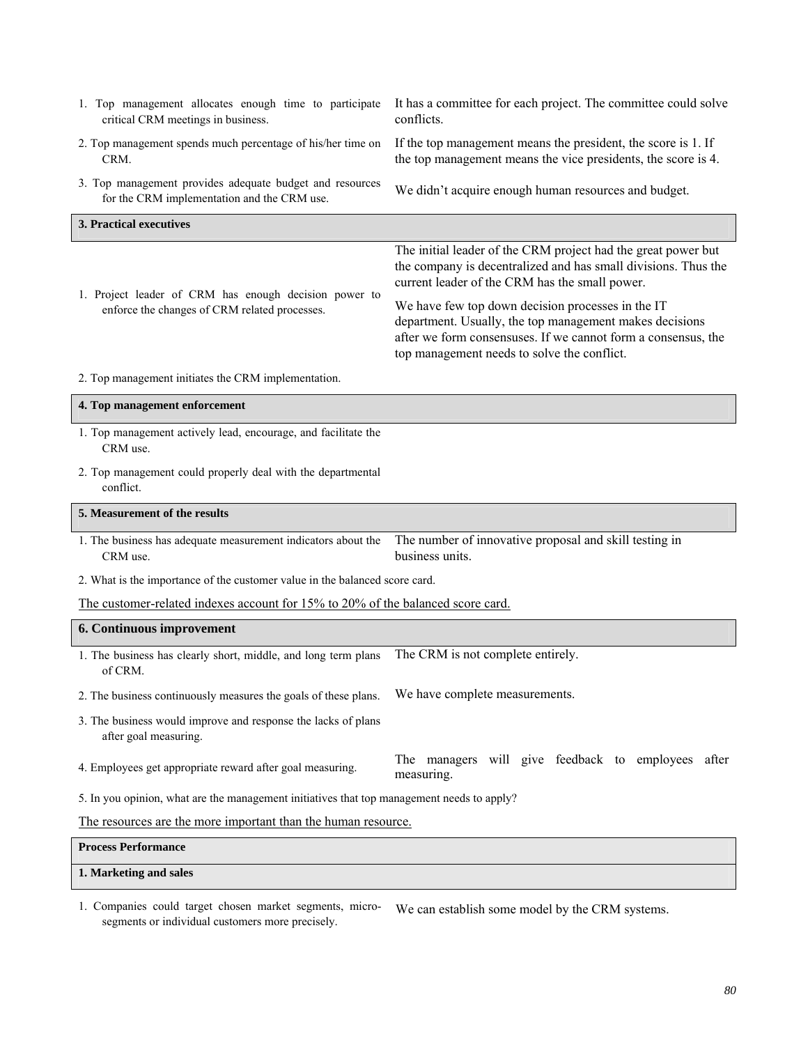| | |
|---|---|
| 1. Top management allocates enough time to participate critical CRM meetings in business. | It has a committee for each project. The committee could solve conflicts. |
| 2. Top management spends much percentage of his/her time on CRM. | If the top management means the president, the score is 1. If the top management means the vice presidents, the score is 4. |
| 3. Top management provides adequate budget and resources for the CRM implementation and the CRM use. | We didn't acquire enough human resources and budget. |
| **3. Practical executives** | |
| 1. Project leader of CRM has enough decision power to enforce the changes of CRM related processes. | The initial leader of the CRM project had the great power but the company is decentralized and has small divisions. Thus the current leader of the CRM has the small power.<br>We have few top down decision processes in the IT department. Usually, the top management makes decisions after we form consensuses. If we cannot form a consensus, the top management needs to solve the conflict. |
| 2. Top management initiates the CRM implementation. | |
| **4. Top management enforcement** | |
| 1. Top management actively lead, encourage, and facilitate the CRM use. | |
| 2. Top management could properly deal with the departmental conflict. | |
| **5. Measurement of the results** | |
| 1. The business has adequate measurement indicators about the CRM use. | The number of innovative proposal and skill testing in business units. |
| 2. What is the importance of the customer value in the balanced score card. | |
| The customer-related indexes account for 15% to 20% of the balanced score card. | |
| **6. Continuous improvement** | |
| 1. The business has clearly short, middle, and long term plans of CRM. | The CRM is not complete entirely. |
| 2. The business continuously measures the goals of these plans. | We have complete measurements. |
| 3. The business would improve and response the lacks of plans after goal measuring. | |
| 4. Employees get appropriate reward after goal measuring. | The managers will give feedback to employees after measuring. |
| 5. In you opinion, what are the management initiatives that top management needs to apply? | |
| The resources are the more important than the human resource. | |
| **Process Performance** | |
| **1. Marketing and sales** | |
| 1. Companies could target chosen market segments, micro-segments or individual customers more precisely. | We can establish some model by the CRM systems. |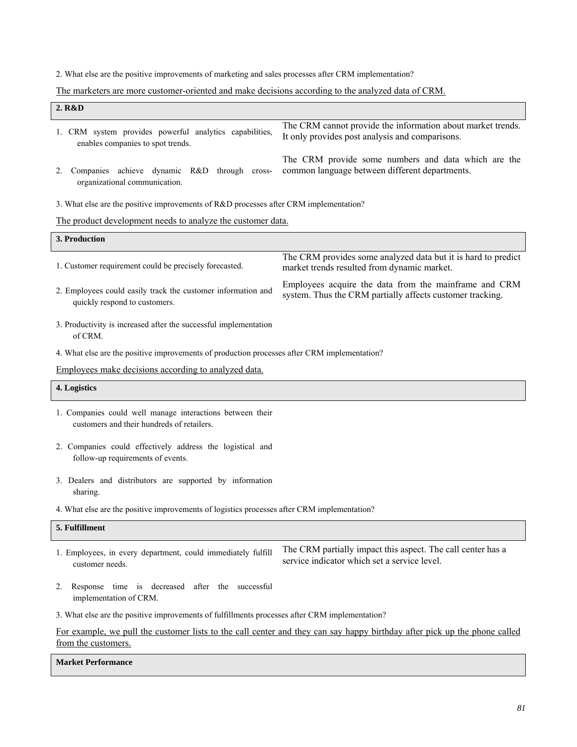2. What else are the positive improvements of marketing and sales processes after CRM implementation?

<u>The marketers are more customer-oriented and make decisions according to the analyzed data of CRM.</u>

| **2. R&D** | |
|---|---|
| 1. CRM system provides powerful analytics capabilities, enables companies to spot trends. | The CRM cannot provide the information about market trends. It only provides post analysis and comparisons. |
| 2. Companies achieve dynamic R&D through cross-organizational communication. | The CRM provide some numbers and data which are the common language between different departments. |

3. What else are the positive improvements of R&D processes after CRM implementation?

<u>The product development needs to analyze the customer data.</u>

| **3. Production** | |
|---|---|
| 1. Customer requirement could be precisely forecasted. | The CRM provides some analyzed data but it is hard to predict market trends resulted from dynamic market. |
| 2. Employees could easily track the customer information and quickly respond to customers. | Employees acquire the data from the mainframe and CRM system. Thus the CRM partially affects customer tracking. |
| 3. Productivity is increased after the successful implementation of CRM. | |

4. What else are the positive improvements of production processes after CRM implementation?

<u>Employees make decisions according to analyzed data.</u>

| **4. Logistics** | |
|---|---|
| 1. Companies could well manage interactions between their customers and their hundreds of retailers. | |
| 2. Companies could effectively address the logistical and follow-up requirements of events. | |
| 3. Dealers and distributors are supported by information sharing. | |

4. What else are the positive improvements of logistics processes after CRM implementation?

| **5. Fulfillment** | |
|---|---|
| 1. Employees, in every department, could immediately fulfill customer needs. | The CRM partially impact this aspect. The call center has a service indicator which set a service level. |
| 2. Response time is decreased after the successful implementation of CRM. | |

3. What else are the positive improvements of fulfillments processes after CRM implementation?

<u>For example, we pull the customer lists to the call center and they can say happy birthday after pick up the phone called from the customers.</u>

| **Market Performance** |
|---|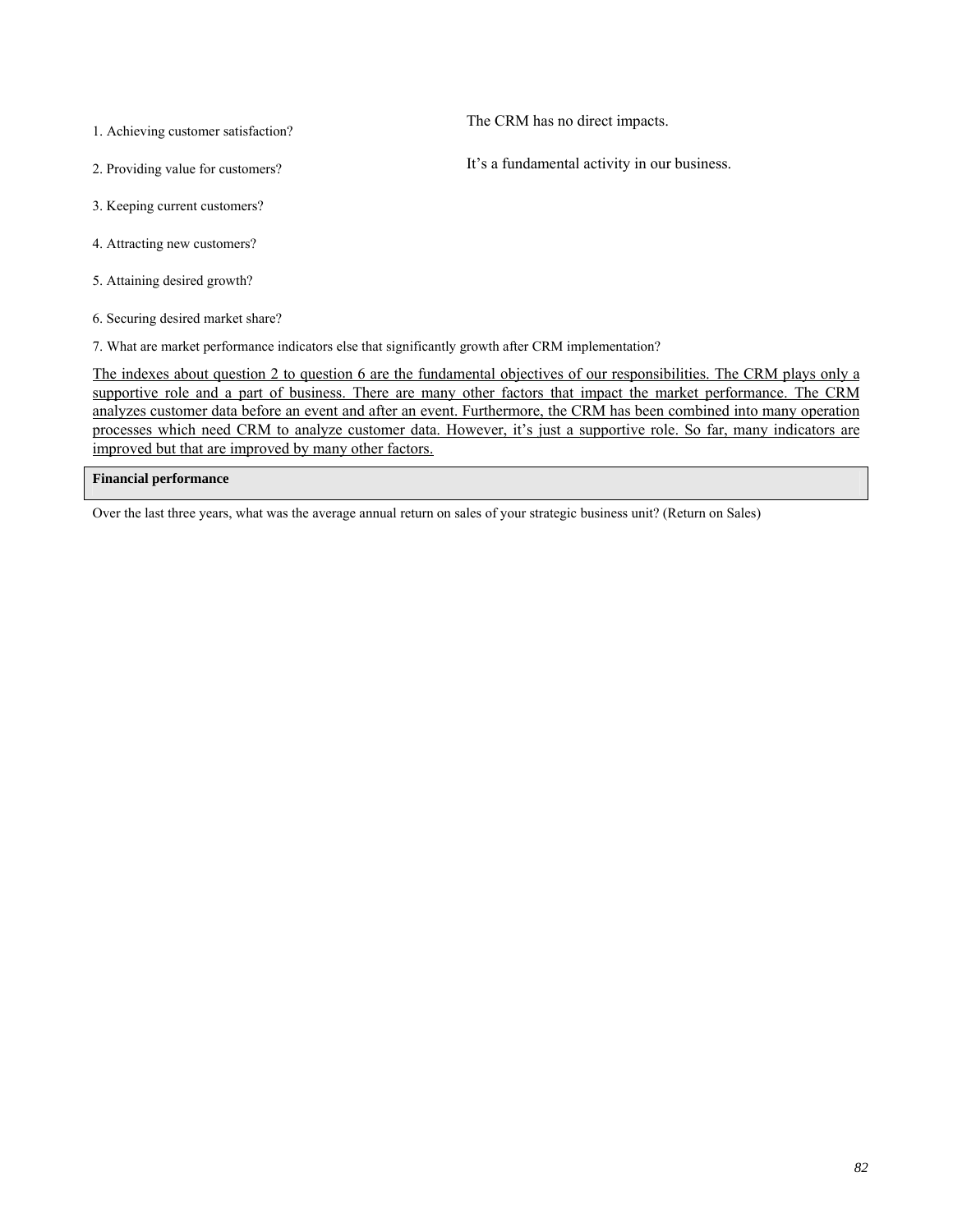1. Achieving customer satisfaction?

The CRM has no direct impacts.

2. Providing value for customers?

It's a fundamental activity in our business.

3. Keeping current customers?

4. Attracting new customers?

5. Attaining desired growth?

6. Securing desired market share?

7. What are market performance indicators else that significantly growth after CRM implementation?

The indexes about question 2 to question 6 are the fundamental objectives of our responsibilities. The CRM plays only a supportive role and a part of business. There are many other factors that impact the market performance. The CRM analyzes customer data before an event and after an event. Furthermore, the CRM has been combined into many operation processes which need CRM to analyze customer data. However, it's just a supportive role. So far, many indicators are improved but that are improved by many other factors.

**Financial performance**

Over the last three years, what was the average annual return on sales of your strategic business unit? (Return on Sales)